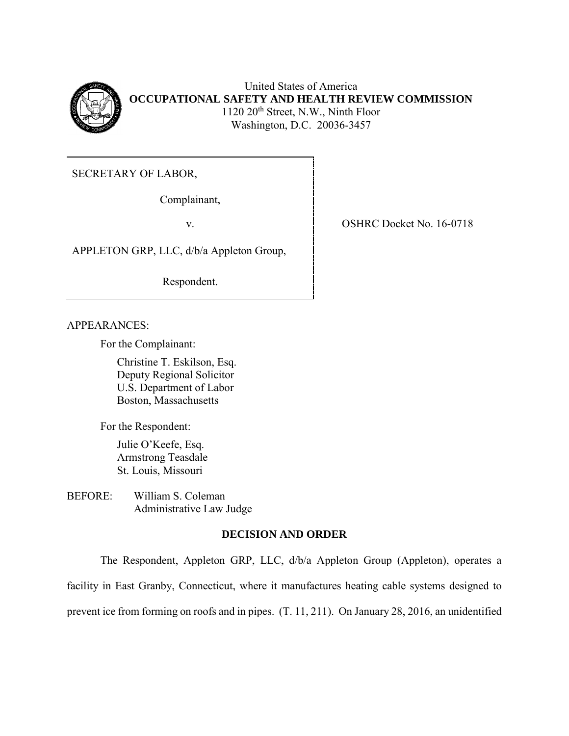United States of America
**OCCUPATIONAL SAFETY AND HEALTH REVIEW COMMISSION**
1120 20th Street, N.W., Ninth Floor
Washington, D.C. 20036-3457

SECRETARY OF LABOR,

Complainant,

v.

APPLETON GRP, LLC, d/b/a Appleton Group,

Respondent.

OSHRC Docket No. 16-0718

APPEARANCES:

For the Complainant:

Christine T. Eskilson, Esq.
Deputy Regional Solicitor
U.S. Department of Labor
Boston, Massachusetts

For the Respondent:

Julie O'Keefe, Esq.
Armstrong Teasdale
St. Louis, Missouri

BEFORE: William S. Coleman
Administrative Law Judge

## DECISION AND ORDER

The Respondent, Appleton GRP, LLC, d/b/a Appleton Group (Appleton), operates a facility in East Granby, Connecticut, where it manufactures heating cable systems designed to prevent ice from forming on roofs and in pipes. (T. 11, 211). On January 28, 2016, an unidentified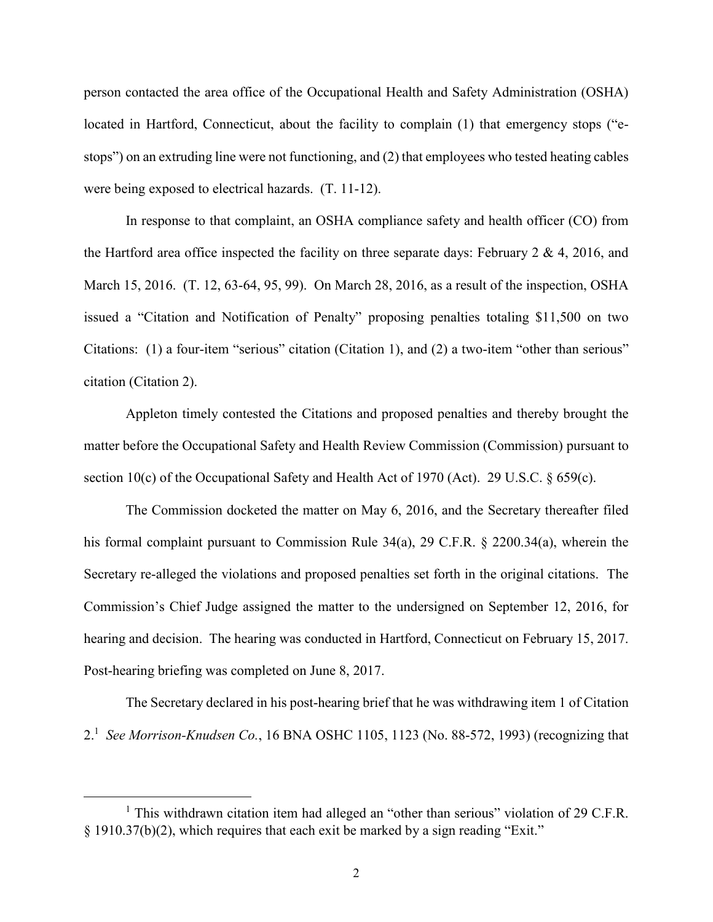person contacted the area office of the Occupational Health and Safety Administration (OSHA) located in Hartford, Connecticut, about the facility to complain (1) that emergency stops ("e-stops") on an extruding line were not functioning, and (2) that employees who tested heating cables were being exposed to electrical hazards. (T. 11-12).

In response to that complaint, an OSHA compliance safety and health officer (CO) from the Hartford area office inspected the facility on three separate days: February 2 & 4, 2016, and March 15, 2016. (T. 12, 63-64, 95, 99). On March 28, 2016, as a result of the inspection, OSHA issued a "Citation and Notification of Penalty" proposing penalties totaling $11,500 on two Citations: (1) a four-item "serious" citation (Citation 1), and (2) a two-item "other than serious" citation (Citation 2).

Appleton timely contested the Citations and proposed penalties and thereby brought the matter before the Occupational Safety and Health Review Commission (Commission) pursuant to section 10(c) of the Occupational Safety and Health Act of 1970 (Act). 29 U.S.C. § 659(c).

The Commission docketed the matter on May 6, 2016, and the Secretary thereafter filed his formal complaint pursuant to Commission Rule 34(a), 29 C.F.R. § 2200.34(a), wherein the Secretary re-alleged the violations and proposed penalties set forth in the original citations. The Commission's Chief Judge assigned the matter to the undersigned on September 12, 2016, for hearing and decision. The hearing was conducted in Hartford, Connecticut on February 15, 2017. Post-hearing briefing was completed on June 8, 2017.

The Secretary declared in his post-hearing brief that he was withdrawing item 1 of Citation 2.[1] *See Morrison-Knudsen Co.*, 16 BNA OSHC 1105, 1123 (No. 88-572, 1993) (recognizing that

---

[1] This withdrawn citation item had alleged an "other than serious" violation of 29 C.F.R. § 1910.37(b)(2), which requires that each exit be marked by a sign reading "Exit."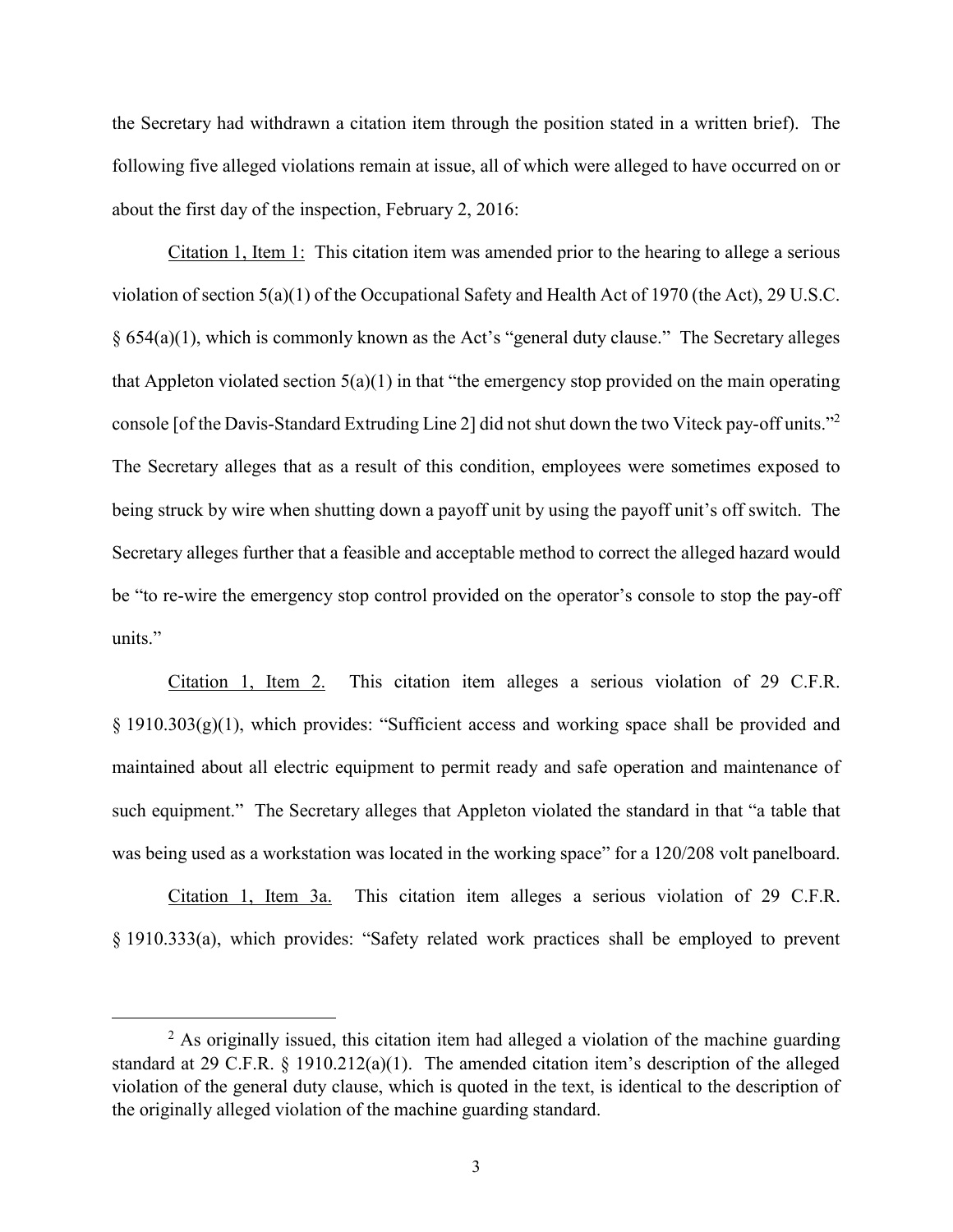the Secretary had withdrawn a citation item through the position stated in a written brief). The following five alleged violations remain at issue, all of which were alleged to have occurred on or about the first day of the inspection, February 2, 2016:

Citation 1, Item 1: This citation item was amended prior to the hearing to allege a serious violation of section 5(a)(1) of the Occupational Safety and Health Act of 1970 (the Act), 29 U.S.C. § 654(a)(1), which is commonly known as the Act's "general duty clause." The Secretary alleges that Appleton violated section 5(a)(1) in that "the emergency stop provided on the main operating console [of the Davis-Standard Extruding Line 2] did not shut down the two Viteck pay-off units."[2] The Secretary alleges that as a result of this condition, employees were sometimes exposed to being struck by wire when shutting down a payoff unit by using the payoff unit's off switch. The Secretary alleges further that a feasible and acceptable method to correct the alleged hazard would be "to re-wire the emergency stop control provided on the operator's console to stop the pay-off units."

Citation 1, Item 2. This citation item alleges a serious violation of 29 C.F.R. § 1910.303(g)(1), which provides: "Sufficient access and working space shall be provided and maintained about all electric equipment to permit ready and safe operation and maintenance of such equipment." The Secretary alleges that Appleton violated the standard in that "a table that was being used as a workstation was located in the working space" for a 120/208 volt panelboard.

Citation 1, Item 3a. This citation item alleges a serious violation of 29 C.F.R. § 1910.333(a), which provides: "Safety related work practices shall be employed to prevent

---

[2] As originally issued, this citation item had alleged a violation of the machine guarding standard at 29 C.F.R. § 1910.212(a)(1). The amended citation item's description of the alleged violation of the general duty clause, which is quoted in the text, is identical to the description of the originally alleged violation of the machine guarding standard.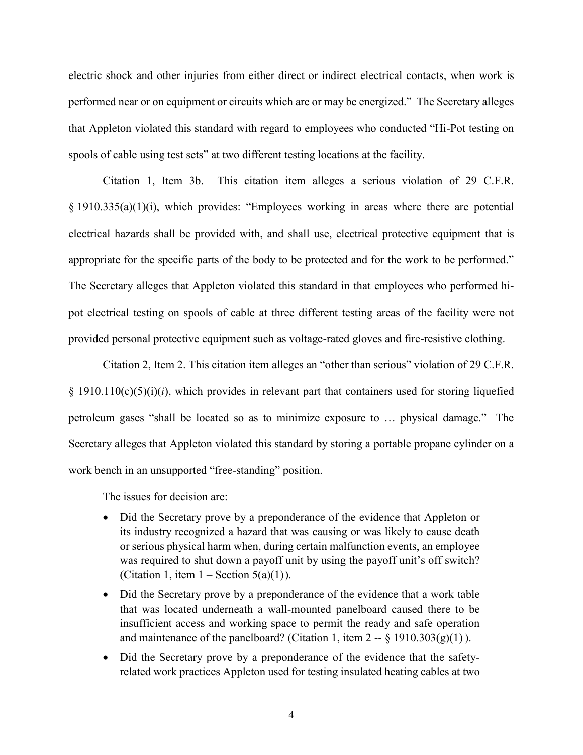electric shock and other injuries from either direct or indirect electrical contacts, when work is performed near or on equipment or circuits which are or may be energized." The Secretary alleges that Appleton violated this standard with regard to employees who conducted "Hi-Pot testing on spools of cable using test sets" at two different testing locations at the facility.

Citation 1, Item 3b. This citation item alleges a serious violation of 29 C.F.R. § 1910.335(a)(1)(i), which provides: "Employees working in areas where there are potential electrical hazards shall be provided with, and shall use, electrical protective equipment that is appropriate for the specific parts of the body to be protected and for the work to be performed." The Secretary alleges that Appleton violated this standard in that employees who performed hi-pot electrical testing on spools of cable at three different testing areas of the facility were not provided personal protective equipment such as voltage-rated gloves and fire-resistive clothing.

Citation 2, Item 2. This citation item alleges an "other than serious" violation of 29 C.F.R. § 1910.110(c)(5)(i)(*i*), which provides in relevant part that containers used for storing liquefied petroleum gases "shall be located so as to minimize exposure to … physical damage." The Secretary alleges that Appleton violated this standard by storing a portable propane cylinder on a work bench in an unsupported "free-standing" position.

The issues for decision are:

- Did the Secretary prove by a preponderance of the evidence that Appleton or its industry recognized a hazard that was causing or was likely to cause death or serious physical harm when, during certain malfunction events, an employee was required to shut down a payoff unit by using the payoff unit's off switch? (Citation 1, item 1 – Section 5(a)(1)).
- Did the Secretary prove by a preponderance of the evidence that a work table that was located underneath a wall-mounted panelboard caused there to be insufficient access and working space to permit the ready and safe operation and maintenance of the panelboard? (Citation 1, item 2 -- § 1910.303(g)(1) ).
- Did the Secretary prove by a preponderance of the evidence that the safety-related work practices Appleton used for testing insulated heating cables at two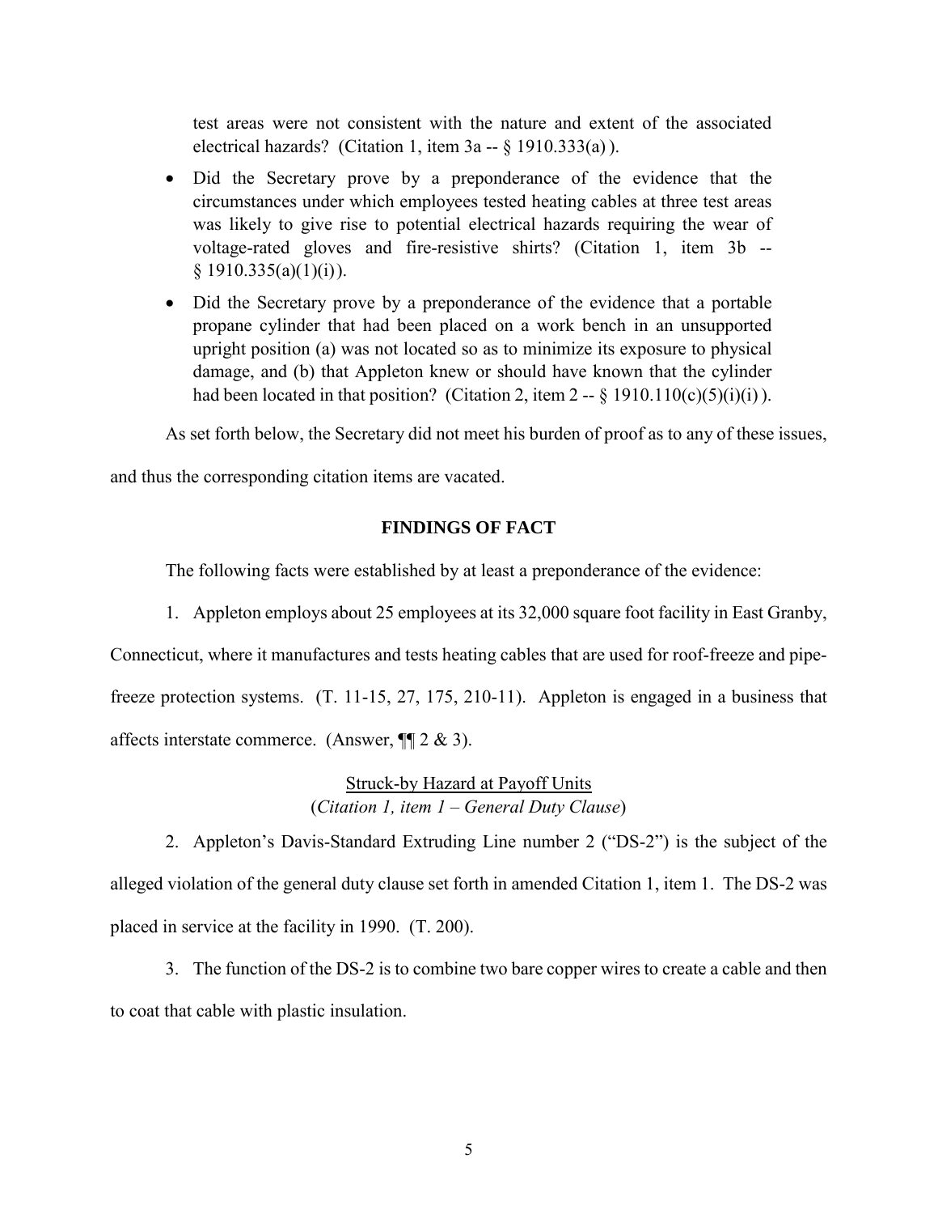test areas were not consistent with the nature and extent of the associated electrical hazards? (Citation 1, item 3a -- § 1910.333(a) ).

- Did the Secretary prove by a preponderance of the evidence that the circumstances under which employees tested heating cables at three test areas was likely to give rise to potential electrical hazards requiring the wear of voltage-rated gloves and fire-resistive shirts? (Citation 1, item 3b -- § 1910.335(a)(1)(i) ).
- Did the Secretary prove by a preponderance of the evidence that a portable propane cylinder that had been placed on a work bench in an unsupported upright position (a) was not located so as to minimize its exposure to physical damage, and (b) that Appleton knew or should have known that the cylinder had been located in that position? (Citation 2, item 2 -- § 1910.110(c)(5)(i)(i) ).

As set forth below, the Secretary did not meet his burden of proof as to any of these issues, and thus the corresponding citation items are vacated.

**FINDINGS OF FACT**

The following facts were established by at least a preponderance of the evidence:

1. Appleton employs about 25 employees at its 32,000 square foot facility in East Granby, Connecticut, where it manufactures and tests heating cables that are used for roof-freeze and pipe-freeze protection systems. (T. 11-15, 27, 175, 210-11). Appleton is engaged in a business that affects interstate commerce. (Answer, ¶¶ 2 & 3).

Struck-by Hazard at Payoff Units
(*Citation 1, item 1 – General Duty Clause*)

2. Appleton's Davis-Standard Extruding Line number 2 ("DS-2") is the subject of the alleged violation of the general duty clause set forth in amended Citation 1, item 1. The DS-2 was placed in service at the facility in 1990. (T. 200).

3. The function of the DS-2 is to combine two bare copper wires to create a cable and then to coat that cable with plastic insulation.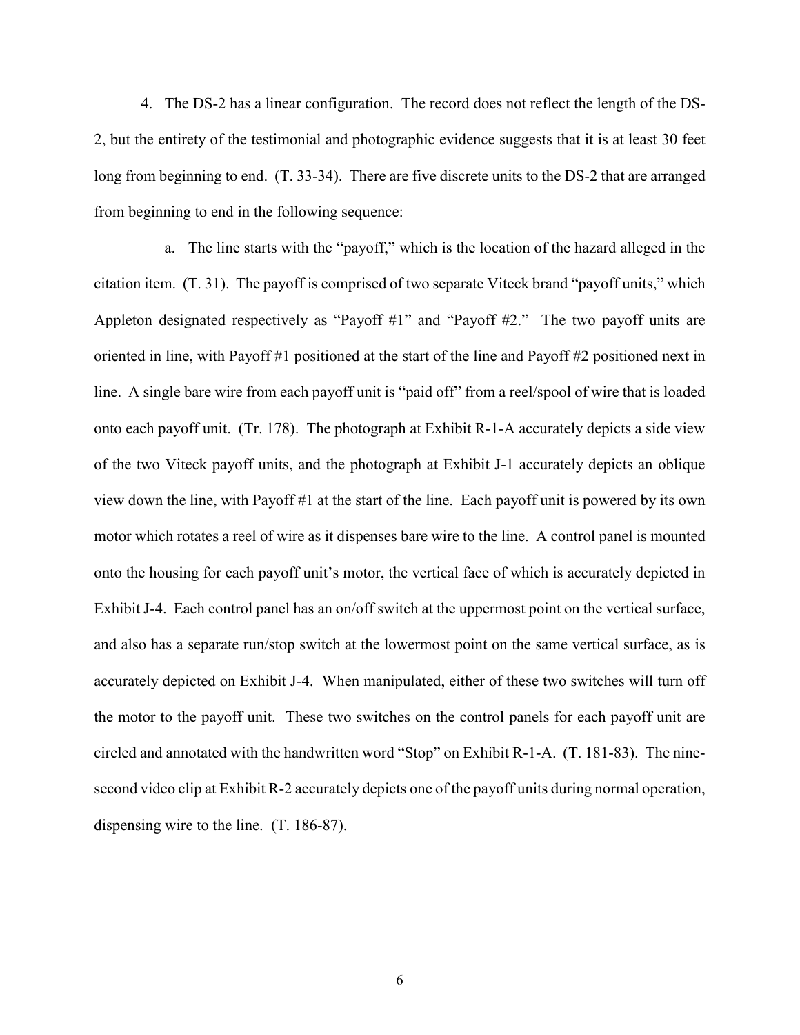4. The DS-2 has a linear configuration. The record does not reflect the length of the DS-2, but the entirety of the testimonial and photographic evidence suggests that it is at least 30 feet long from beginning to end. (T. 33-34). There are five discrete units to the DS-2 that are arranged from beginning to end in the following sequence:

a. The line starts with the "payoff," which is the location of the hazard alleged in the citation item. (T. 31). The payoff is comprised of two separate Viteck brand "payoff units," which Appleton designated respectively as "Payoff #1" and "Payoff #2." The two payoff units are oriented in line, with Payoff #1 positioned at the start of the line and Payoff #2 positioned next in line. A single bare wire from each payoff unit is "paid off" from a reel/spool of wire that is loaded onto each payoff unit. (Tr. 178). The photograph at Exhibit R-1-A accurately depicts a side view of the two Viteck payoff units, and the photograph at Exhibit J-1 accurately depicts an oblique view down the line, with Payoff #1 at the start of the line. Each payoff unit is powered by its own motor which rotates a reel of wire as it dispenses bare wire to the line. A control panel is mounted onto the housing for each payoff unit's motor, the vertical face of which is accurately depicted in Exhibit J-4. Each control panel has an on/off switch at the uppermost point on the vertical surface, and also has a separate run/stop switch at the lowermost point on the same vertical surface, as is accurately depicted on Exhibit J-4. When manipulated, either of these two switches will turn off the motor to the payoff unit. These two switches on the control panels for each payoff unit are circled and annotated with the handwritten word "Stop" on Exhibit R-1-A. (T. 181-83). The nine-second video clip at Exhibit R-2 accurately depicts one of the payoff units during normal operation, dispensing wire to the line. (T. 186-87).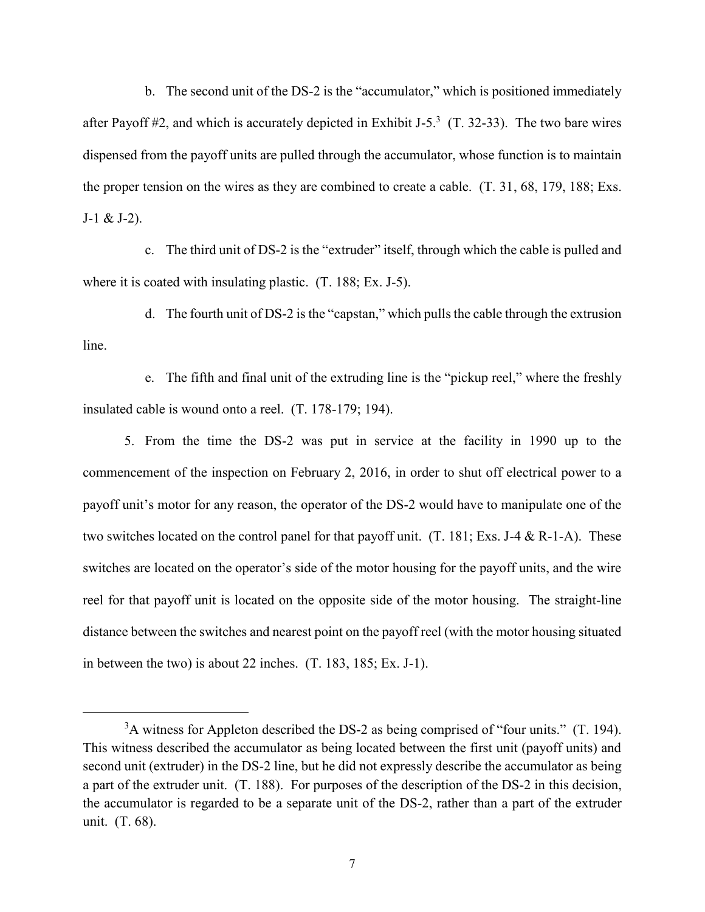b. The second unit of the DS-2 is the "accumulator," which is positioned immediately after Payoff #2, and which is accurately depicted in Exhibit J-5.[3] (T. 32-33). The two bare wires dispensed from the payoff units are pulled through the accumulator, whose function is to maintain the proper tension on the wires as they are combined to create a cable. (T. 31, 68, 179, 188; Exs. J-1 & J-2).

c. The third unit of DS-2 is the "extruder" itself, through which the cable is pulled and where it is coated with insulating plastic. (T. 188; Ex. J-5).

d. The fourth unit of DS-2 is the "capstan," which pulls the cable through the extrusion line.

e. The fifth and final unit of the extruding line is the "pickup reel," where the freshly insulated cable is wound onto a reel. (T. 178-179; 194).

5. From the time the DS-2 was put in service at the facility in 1990 up to the commencement of the inspection on February 2, 2016, in order to shut off electrical power to a payoff unit's motor for any reason, the operator of the DS-2 would have to manipulate one of the two switches located on the control panel for that payoff unit. (T. 181; Exs. J-4 & R-1-A). These switches are located on the operator's side of the motor housing for the payoff units, and the wire reel for that payoff unit is located on the opposite side of the motor housing. The straight-line distance between the switches and nearest point on the payoff reel (with the motor housing situated in between the two) is about 22 inches. (T. 183, 185; Ex. J-1).

---

[3] A witness for Appleton described the DS-2 as being comprised of "four units." (T. 194). This witness described the accumulator as being located between the first unit (payoff units) and second unit (extruder) in the DS-2 line, but he did not expressly describe the accumulator as being a part of the extruder unit. (T. 188). For purposes of the description of the DS-2 in this decision, the accumulator is regarded to be a separate unit of the DS-2, rather than a part of the extruder unit. (T. 68).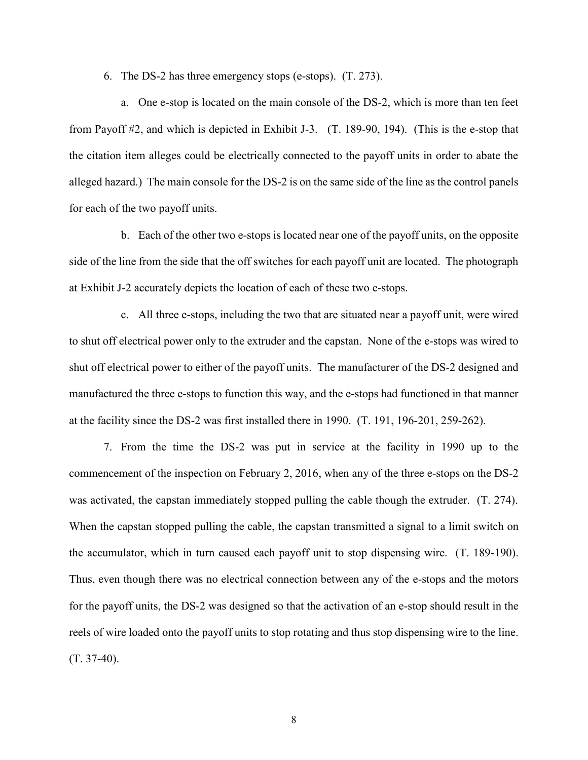6. The DS-2 has three emergency stops (e-stops). (T. 273).

a. One e-stop is located on the main console of the DS-2, which is more than ten feet from Payoff #2, and which is depicted in Exhibit J-3. (T. 189-90, 194). (This is the e-stop that the citation item alleges could be electrically connected to the payoff units in order to abate the alleged hazard.) The main console for the DS-2 is on the same side of the line as the control panels for each of the two payoff units.

b. Each of the other two e-stops is located near one of the payoff units, on the opposite side of the line from the side that the off switches for each payoff unit are located. The photograph at Exhibit J-2 accurately depicts the location of each of these two e-stops.

c. All three e-stops, including the two that are situated near a payoff unit, were wired to shut off electrical power only to the extruder and the capstan. None of the e-stops was wired to shut off electrical power to either of the payoff units. The manufacturer of the DS-2 designed and manufactured the three e-stops to function this way, and the e-stops had functioned in that manner at the facility since the DS-2 was first installed there in 1990. (T. 191, 196-201, 259-262).

7. From the time the DS-2 was put in service at the facility in 1990 up to the commencement of the inspection on February 2, 2016, when any of the three e-stops on the DS-2 was activated, the capstan immediately stopped pulling the cable though the extruder. (T. 274). When the capstan stopped pulling the cable, the capstan transmitted a signal to a limit switch on the accumulator, which in turn caused each payoff unit to stop dispensing wire. (T. 189-190). Thus, even though there was no electrical connection between any of the e-stops and the motors for the payoff units, the DS-2 was designed so that the activation of an e-stop should result in the reels of wire loaded onto the payoff units to stop rotating and thus stop dispensing wire to the line. (T. 37-40).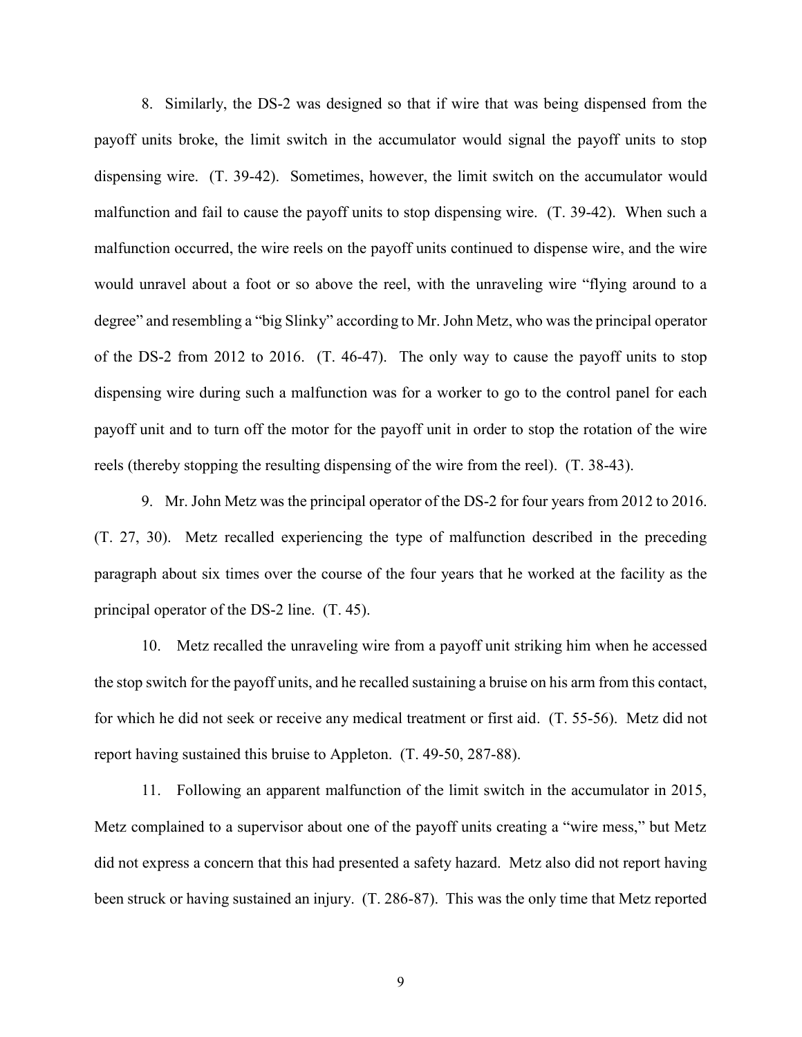8. Similarly, the DS-2 was designed so that if wire that was being dispensed from the payoff units broke, the limit switch in the accumulator would signal the payoff units to stop dispensing wire. (T. 39-42). Sometimes, however, the limit switch on the accumulator would malfunction and fail to cause the payoff units to stop dispensing wire. (T. 39-42). When such a malfunction occurred, the wire reels on the payoff units continued to dispense wire, and the wire would unravel about a foot or so above the reel, with the unraveling wire "flying around to a degree" and resembling a "big Slinky" according to Mr. John Metz, who was the principal operator of the DS-2 from 2012 to 2016. (T. 46-47). The only way to cause the payoff units to stop dispensing wire during such a malfunction was for a worker to go to the control panel for each payoff unit and to turn off the motor for the payoff unit in order to stop the rotation of the wire reels (thereby stopping the resulting dispensing of the wire from the reel). (T. 38-43).

9. Mr. John Metz was the principal operator of the DS-2 for four years from 2012 to 2016. (T. 27, 30). Metz recalled experiencing the type of malfunction described in the preceding paragraph about six times over the course of the four years that he worked at the facility as the principal operator of the DS-2 line. (T. 45).

10. Metz recalled the unraveling wire from a payoff unit striking him when he accessed the stop switch for the payoff units, and he recalled sustaining a bruise on his arm from this contact, for which he did not seek or receive any medical treatment or first aid. (T. 55-56). Metz did not report having sustained this bruise to Appleton. (T. 49-50, 287-88).

11. Following an apparent malfunction of the limit switch in the accumulator in 2015, Metz complained to a supervisor about one of the payoff units creating a "wire mess," but Metz did not express a concern that this had presented a safety hazard. Metz also did not report having been struck or having sustained an injury. (T. 286-87). This was the only time that Metz reported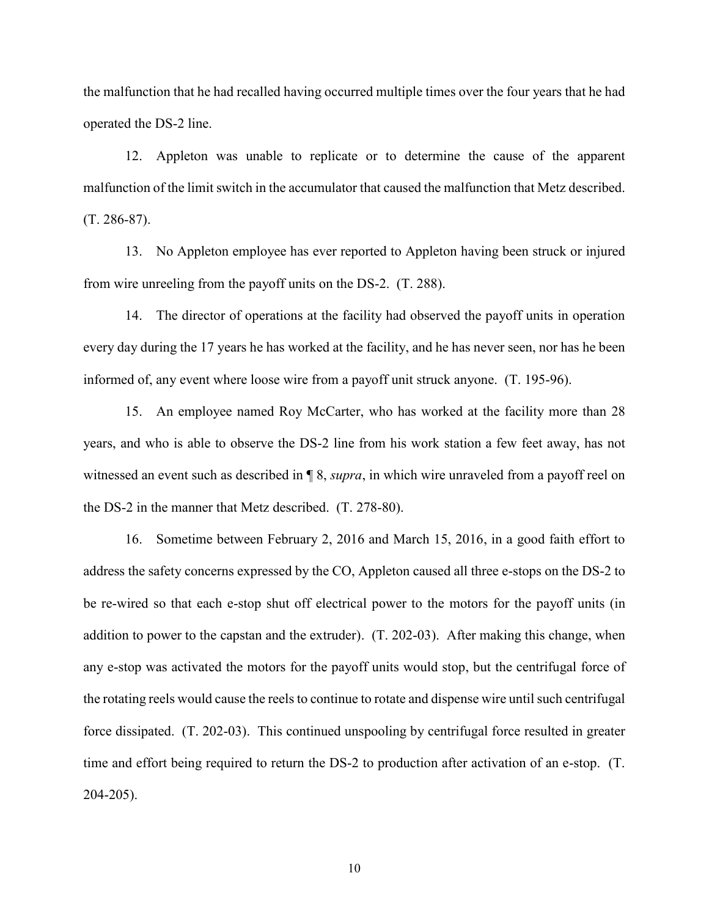the malfunction that he had recalled having occurred multiple times over the four years that he had operated the DS-2 line.

12. Appleton was unable to replicate or to determine the cause of the apparent malfunction of the limit switch in the accumulator that caused the malfunction that Metz described. (T. 286-87).

13. No Appleton employee has ever reported to Appleton having been struck or injured from wire unreeling from the payoff units on the DS-2. (T. 288).

14. The director of operations at the facility had observed the payoff units in operation every day during the 17 years he has worked at the facility, and he has never seen, nor has he been informed of, any event where loose wire from a payoff unit struck anyone. (T. 195-96).

15. An employee named Roy McCarter, who has worked at the facility more than 28 years, and who is able to observe the DS-2 line from his work station a few feet away, has not witnessed an event such as described in ¶ 8, *supra*, in which wire unraveled from a payoff reel on the DS-2 in the manner that Metz described. (T. 278-80).

16. Sometime between February 2, 2016 and March 15, 2016, in a good faith effort to address the safety concerns expressed by the CO, Appleton caused all three e-stops on the DS-2 to be re-wired so that each e-stop shut off electrical power to the motors for the payoff units (in addition to power to the capstan and the extruder). (T. 202-03). After making this change, when any e-stop was activated the motors for the payoff units would stop, but the centrifugal force of the rotating reels would cause the reels to continue to rotate and dispense wire until such centrifugal force dissipated. (T. 202-03). This continued unspooling by centrifugal force resulted in greater time and effort being required to return the DS-2 to production after activation of an e-stop. (T. 204-205).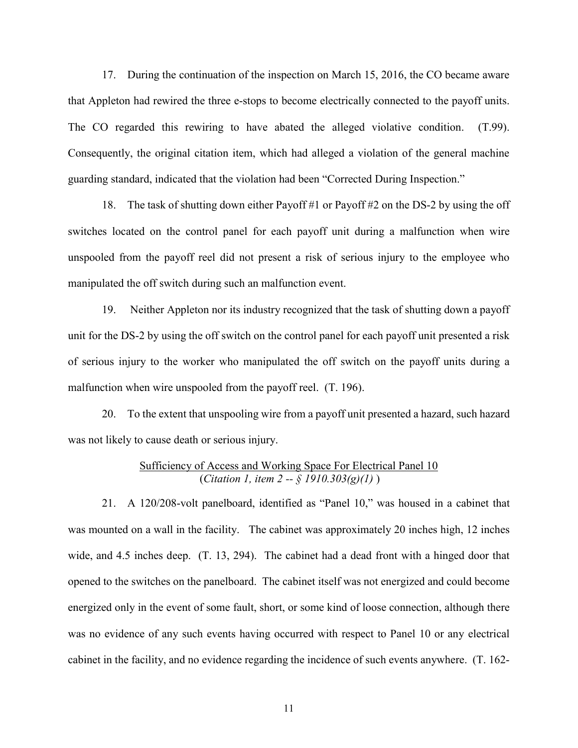17. During the continuation of the inspection on March 15, 2016, the CO became aware that Appleton had rewired the three e-stops to become electrically connected to the payoff units. The CO regarded this rewiring to have abated the alleged violative condition. (T.99). Consequently, the original citation item, which had alleged a violation of the general machine guarding standard, indicated that the violation had been "Corrected During Inspection."

18. The task of shutting down either Payoff #1 or Payoff #2 on the DS-2 by using the off switches located on the control panel for each payoff unit during a malfunction when wire unspooled from the payoff reel did not present a risk of serious injury to the employee who manipulated the off switch during such an malfunction event.

19. Neither Appleton nor its industry recognized that the task of shutting down a payoff unit for the DS-2 by using the off switch on the control panel for each payoff unit presented a risk of serious injury to the worker who manipulated the off switch on the payoff units during a malfunction when wire unspooled from the payoff reel. (T. 196).

20. To the extent that unspooling wire from a payoff unit presented a hazard, such hazard was not likely to cause death or serious injury.

<u>Sufficiency of Access and Working Space For Electrical Panel 10</u>
(*Citation 1, item 2 -- § 1910.303(g)(1)* )

21. A 120/208-volt panelboard, identified as "Panel 10," was housed in a cabinet that was mounted on a wall in the facility. The cabinet was approximately 20 inches high, 12 inches wide, and 4.5 inches deep. (T. 13, 294). The cabinet had a dead front with a hinged door that opened to the switches on the panelboard. The cabinet itself was not energized and could become energized only in the event of some fault, short, or some kind of loose connection, although there was no evidence of any such events having occurred with respect to Panel 10 or any electrical cabinet in the facility, and no evidence regarding the incidence of such events anywhere. (T. 162-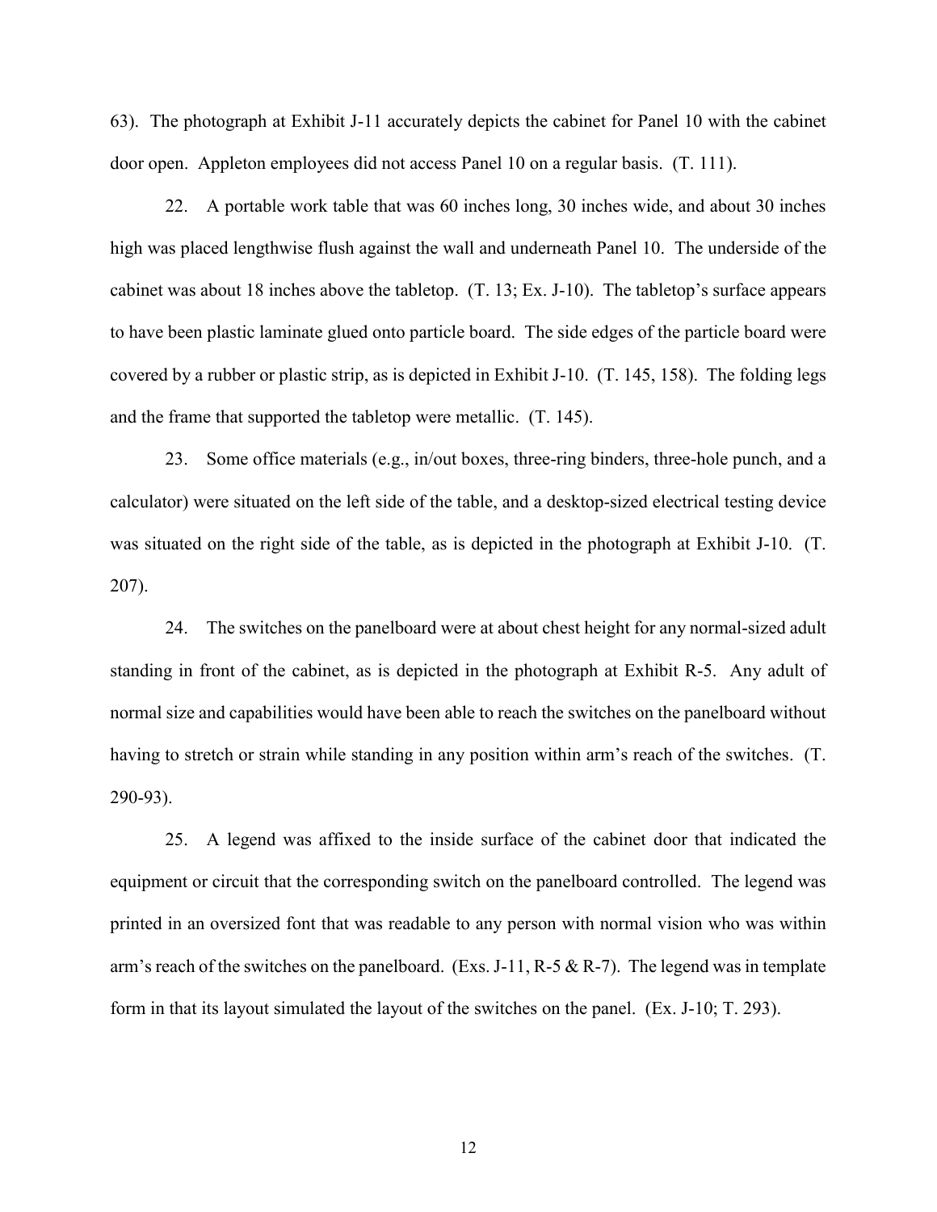63). The photograph at Exhibit J-11 accurately depicts the cabinet for Panel 10 with the cabinet door open. Appleton employees did not access Panel 10 on a regular basis. (T. 111).

22. A portable work table that was 60 inches long, 30 inches wide, and about 30 inches high was placed lengthwise flush against the wall and underneath Panel 10. The underside of the cabinet was about 18 inches above the tabletop. (T. 13; Ex. J-10). The tabletop's surface appears to have been plastic laminate glued onto particle board. The side edges of the particle board were covered by a rubber or plastic strip, as is depicted in Exhibit J-10. (T. 145, 158). The folding legs and the frame that supported the tabletop were metallic. (T. 145).

23. Some office materials (e.g., in/out boxes, three-ring binders, three-hole punch, and a calculator) were situated on the left side of the table, and a desktop-sized electrical testing device was situated on the right side of the table, as is depicted in the photograph at Exhibit J-10. (T. 207).

24. The switches on the panelboard were at about chest height for any normal-sized adult standing in front of the cabinet, as is depicted in the photograph at Exhibit R-5. Any adult of normal size and capabilities would have been able to reach the switches on the panelboard without having to stretch or strain while standing in any position within arm's reach of the switches. (T. 290-93).

25. A legend was affixed to the inside surface of the cabinet door that indicated the equipment or circuit that the corresponding switch on the panelboard controlled. The legend was printed in an oversized font that was readable to any person with normal vision who was within arm's reach of the switches on the panelboard. (Exs. J-11, R-5 & R-7). The legend was in template form in that its layout simulated the layout of the switches on the panel. (Ex. J-10; T. 293).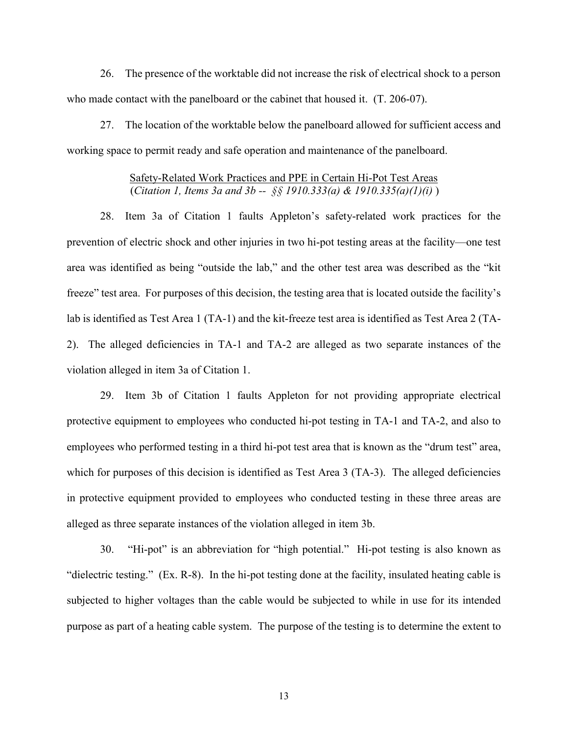26. The presence of the worktable did not increase the risk of electrical shock to a person who made contact with the panelboard or the cabinet that housed it. (T. 206-07).

27. The location of the worktable below the panelboard allowed for sufficient access and working space to permit ready and safe operation and maintenance of the panelboard.

<u>Safety-Related Work Practices and PPE in Certain Hi-Pot Test Areas</u>
(*Citation 1, Items 3a and 3b -- §§ 1910.333(a) & 1910.335(a)(1)(i)* )

28. Item 3a of Citation 1 faults Appleton's safety-related work practices for the prevention of electric shock and other injuries in two hi-pot testing areas at the facility—one test area was identified as being "outside the lab," and the other test area was described as the "kit freeze" test area. For purposes of this decision, the testing area that is located outside the facility's lab is identified as Test Area 1 (TA-1) and the kit-freeze test area is identified as Test Area 2 (TA-2). The alleged deficiencies in TA-1 and TA-2 are alleged as two separate instances of the violation alleged in item 3a of Citation 1.

29. Item 3b of Citation 1 faults Appleton for not providing appropriate electrical protective equipment to employees who conducted hi-pot testing in TA-1 and TA-2, and also to employees who performed testing in a third hi-pot test area that is known as the "drum test" area, which for purposes of this decision is identified as Test Area 3 (TA-3). The alleged deficiencies in protective equipment provided to employees who conducted testing in these three areas are alleged as three separate instances of the violation alleged in item 3b.

30. "Hi-pot" is an abbreviation for "high potential." Hi-pot testing is also known as "dielectric testing." (Ex. R-8). In the hi-pot testing done at the facility, insulated heating cable is subjected to higher voltages than the cable would be subjected to while in use for its intended purpose as part of a heating cable system. The purpose of the testing is to determine the extent to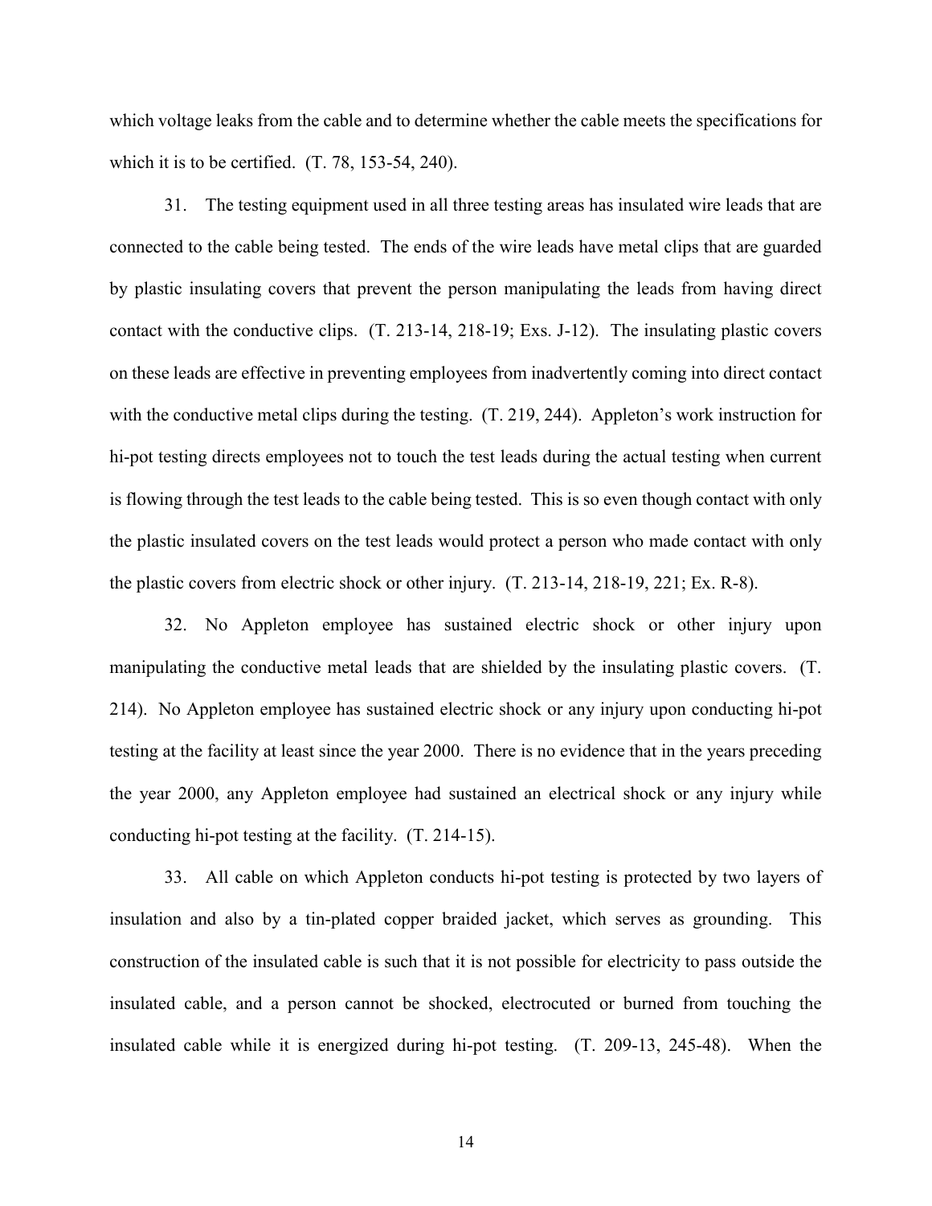which voltage leaks from the cable and to determine whether the cable meets the specifications for which it is to be certified. (T. 78, 153-54, 240).

31. The testing equipment used in all three testing areas has insulated wire leads that are connected to the cable being tested. The ends of the wire leads have metal clips that are guarded by plastic insulating covers that prevent the person manipulating the leads from having direct contact with the conductive clips. (T. 213-14, 218-19; Exs. J-12). The insulating plastic covers on these leads are effective in preventing employees from inadvertently coming into direct contact with the conductive metal clips during the testing. (T. 219, 244). Appleton's work instruction for hi-pot testing directs employees not to touch the test leads during the actual testing when current is flowing through the test leads to the cable being tested. This is so even though contact with only the plastic insulated covers on the test leads would protect a person who made contact with only the plastic covers from electric shock or other injury. (T. 213-14, 218-19, 221; Ex. R-8).

32. No Appleton employee has sustained electric shock or other injury upon manipulating the conductive metal leads that are shielded by the insulating plastic covers. (T. 214). No Appleton employee has sustained electric shock or any injury upon conducting hi-pot testing at the facility at least since the year 2000. There is no evidence that in the years preceding the year 2000, any Appleton employee had sustained an electrical shock or any injury while conducting hi-pot testing at the facility. (T. 214-15).

33. All cable on which Appleton conducts hi-pot testing is protected by two layers of insulation and also by a tin-plated copper braided jacket, which serves as grounding. This construction of the insulated cable is such that it is not possible for electricity to pass outside the insulated cable, and a person cannot be shocked, electrocuted or burned from touching the insulated cable while it is energized during hi-pot testing. (T. 209-13, 245-48). When the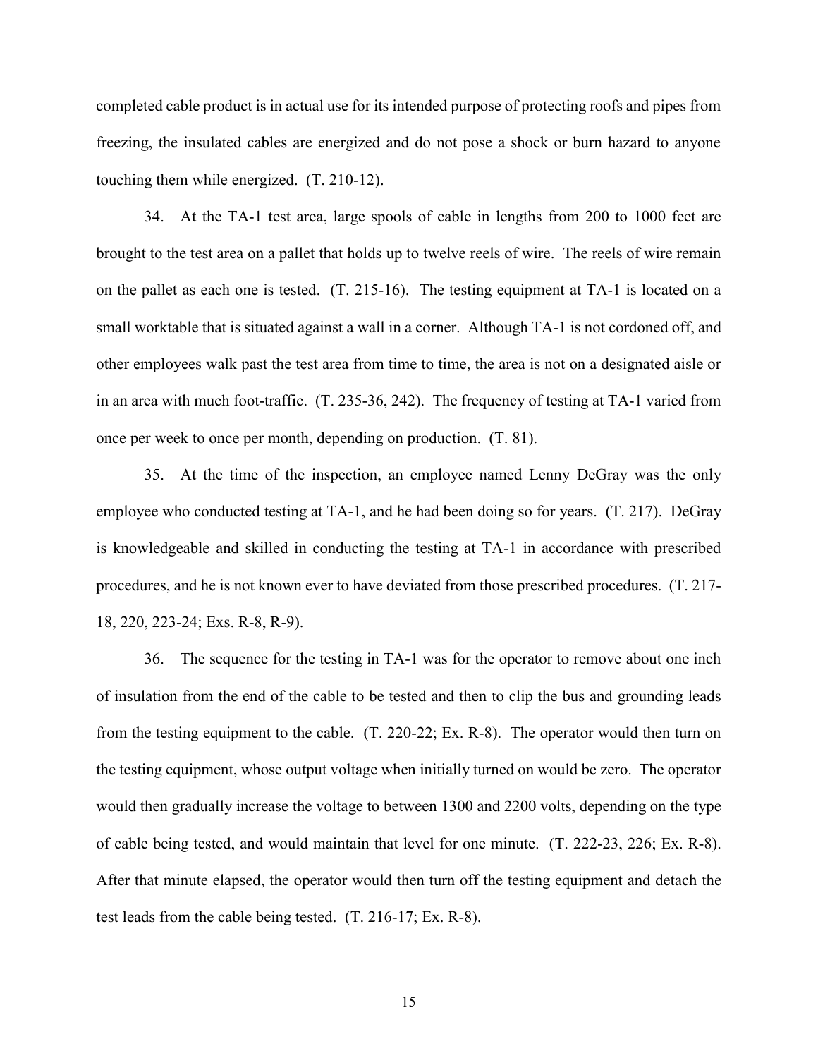completed cable product is in actual use for its intended purpose of protecting roofs and pipes from freezing, the insulated cables are energized and do not pose a shock or burn hazard to anyone touching them while energized. (T. 210-12).

34. At the TA-1 test area, large spools of cable in lengths from 200 to 1000 feet are brought to the test area on a pallet that holds up to twelve reels of wire. The reels of wire remain on the pallet as each one is tested. (T. 215-16). The testing equipment at TA-1 is located on a small worktable that is situated against a wall in a corner. Although TA-1 is not cordoned off, and other employees walk past the test area from time to time, the area is not on a designated aisle or in an area with much foot-traffic. (T. 235-36, 242). The frequency of testing at TA-1 varied from once per week to once per month, depending on production. (T. 81).

35. At the time of the inspection, an employee named Lenny DeGray was the only employee who conducted testing at TA-1, and he had been doing so for years. (T. 217). DeGray is knowledgeable and skilled in conducting the testing at TA-1 in accordance with prescribed procedures, and he is not known ever to have deviated from those prescribed procedures. (T. 217-18, 220, 223-24; Exs. R-8, R-9).

36. The sequence for the testing in TA-1 was for the operator to remove about one inch of insulation from the end of the cable to be tested and then to clip the bus and grounding leads from the testing equipment to the cable. (T. 220-22; Ex. R-8). The operator would then turn on the testing equipment, whose output voltage when initially turned on would be zero. The operator would then gradually increase the voltage to between 1300 and 2200 volts, depending on the type of cable being tested, and would maintain that level for one minute. (T. 222-23, 226; Ex. R-8). After that minute elapsed, the operator would then turn off the testing equipment and detach the test leads from the cable being tested. (T. 216-17; Ex. R-8).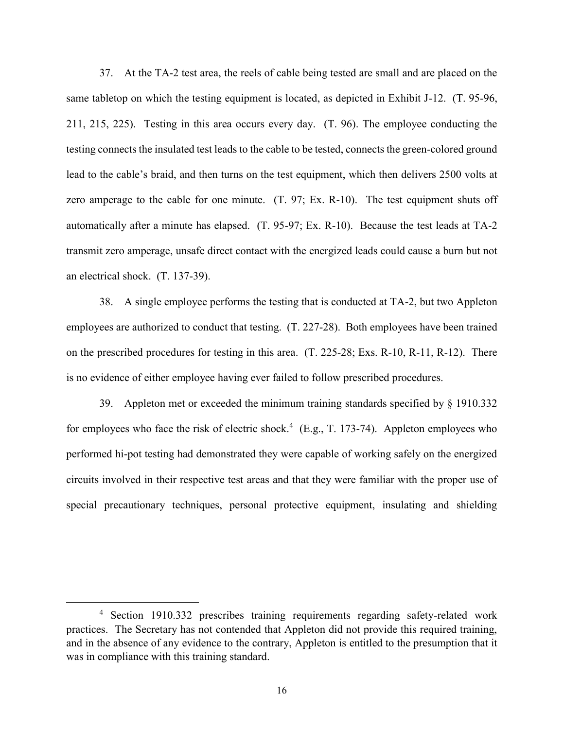37. At the TA-2 test area, the reels of cable being tested are small and are placed on the same tabletop on which the testing equipment is located, as depicted in Exhibit J-12. (T. 95-96, 211, 215, 225). Testing in this area occurs every day. (T. 96). The employee conducting the testing connects the insulated test leads to the cable to be tested, connects the green-colored ground lead to the cable's braid, and then turns on the test equipment, which then delivers 2500 volts at zero amperage to the cable for one minute. (T. 97; Ex. R-10). The test equipment shuts off automatically after a minute has elapsed. (T. 95-97; Ex. R-10). Because the test leads at TA-2 transmit zero amperage, unsafe direct contact with the energized leads could cause a burn but not an electrical shock. (T. 137-39).

38. A single employee performs the testing that is conducted at TA-2, but two Appleton employees are authorized to conduct that testing. (T. 227-28). Both employees have been trained on the prescribed procedures for testing in this area. (T. 225-28; Exs. R-10, R-11, R-12). There is no evidence of either employee having ever failed to follow prescribed procedures.

39. Appleton met or exceeded the minimum training standards specified by § 1910.332 for employees who face the risk of electric shock.[4] (E.g., T. 173-74). Appleton employees who performed hi-pot testing had demonstrated they were capable of working safely on the energized circuits involved in their respective test areas and that they were familiar with the proper use of special precautionary techniques, personal protective equipment, insulating and shielding

---

[4] Section 1910.332 prescribes training requirements regarding safety-related work practices. The Secretary has not contended that Appleton did not provide this required training, and in the absence of any evidence to the contrary, Appleton is entitled to the presumption that it was in compliance with this training standard.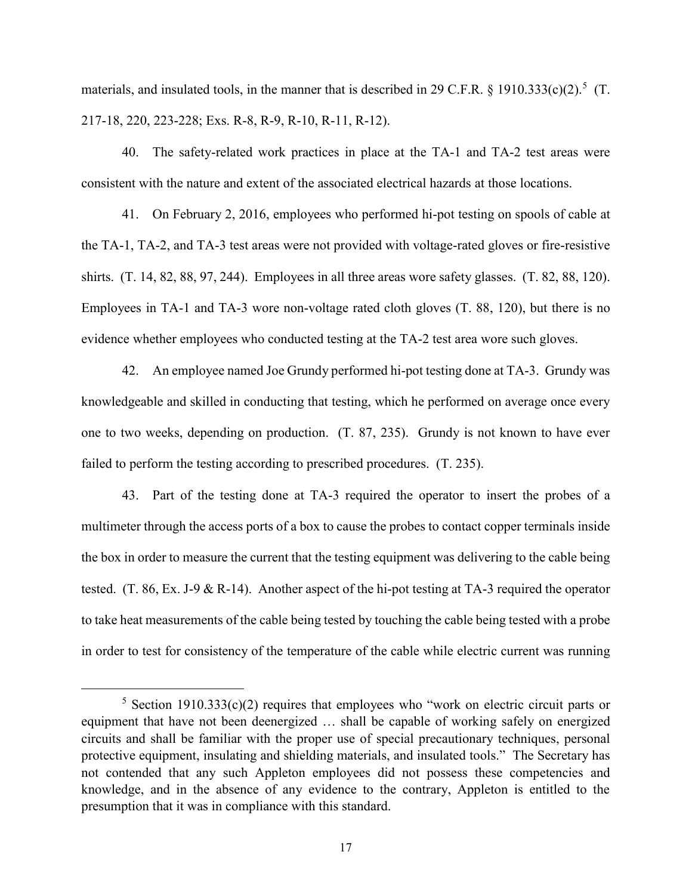materials, and insulated tools, in the manner that is described in 29 C.F.R. § 1910.333(c)(2).[5] (T. 217-18, 220, 223-228; Exs. R-8, R-9, R-10, R-11, R-12).

40. The safety-related work practices in place at the TA-1 and TA-2 test areas were consistent with the nature and extent of the associated electrical hazards at those locations.

41. On February 2, 2016, employees who performed hi-pot testing on spools of cable at the TA-1, TA-2, and TA-3 test areas were not provided with voltage-rated gloves or fire-resistive shirts. (T. 14, 82, 88, 97, 244). Employees in all three areas wore safety glasses. (T. 82, 88, 120). Employees in TA-1 and TA-3 wore non-voltage rated cloth gloves (T. 88, 120), but there is no evidence whether employees who conducted testing at the TA-2 test area wore such gloves.

42. An employee named Joe Grundy performed hi-pot testing done at TA-3. Grundy was knowledgeable and skilled in conducting that testing, which he performed on average once every one to two weeks, depending on production. (T. 87, 235). Grundy is not known to have ever failed to perform the testing according to prescribed procedures. (T. 235).

43. Part of the testing done at TA-3 required the operator to insert the probes of a multimeter through the access ports of a box to cause the probes to contact copper terminals inside the box in order to measure the current that the testing equipment was delivering to the cable being tested. (T. 86, Ex. J-9 & R-14). Another aspect of the hi-pot testing at TA-3 required the operator to take heat measurements of the cable being tested by touching the cable being tested with a probe in order to test for consistency of the temperature of the cable while electric current was running

---

[5] Section 1910.333(c)(2) requires that employees who "work on electric circuit parts or equipment that have not been deenergized … shall be capable of working safely on energized circuits and shall be familiar with the proper use of special precautionary techniques, personal protective equipment, insulating and shielding materials, and insulated tools." The Secretary has not contended that any such Appleton employees did not possess these competencies and knowledge, and in the absence of any evidence to the contrary, Appleton is entitled to the presumption that it was in compliance with this standard.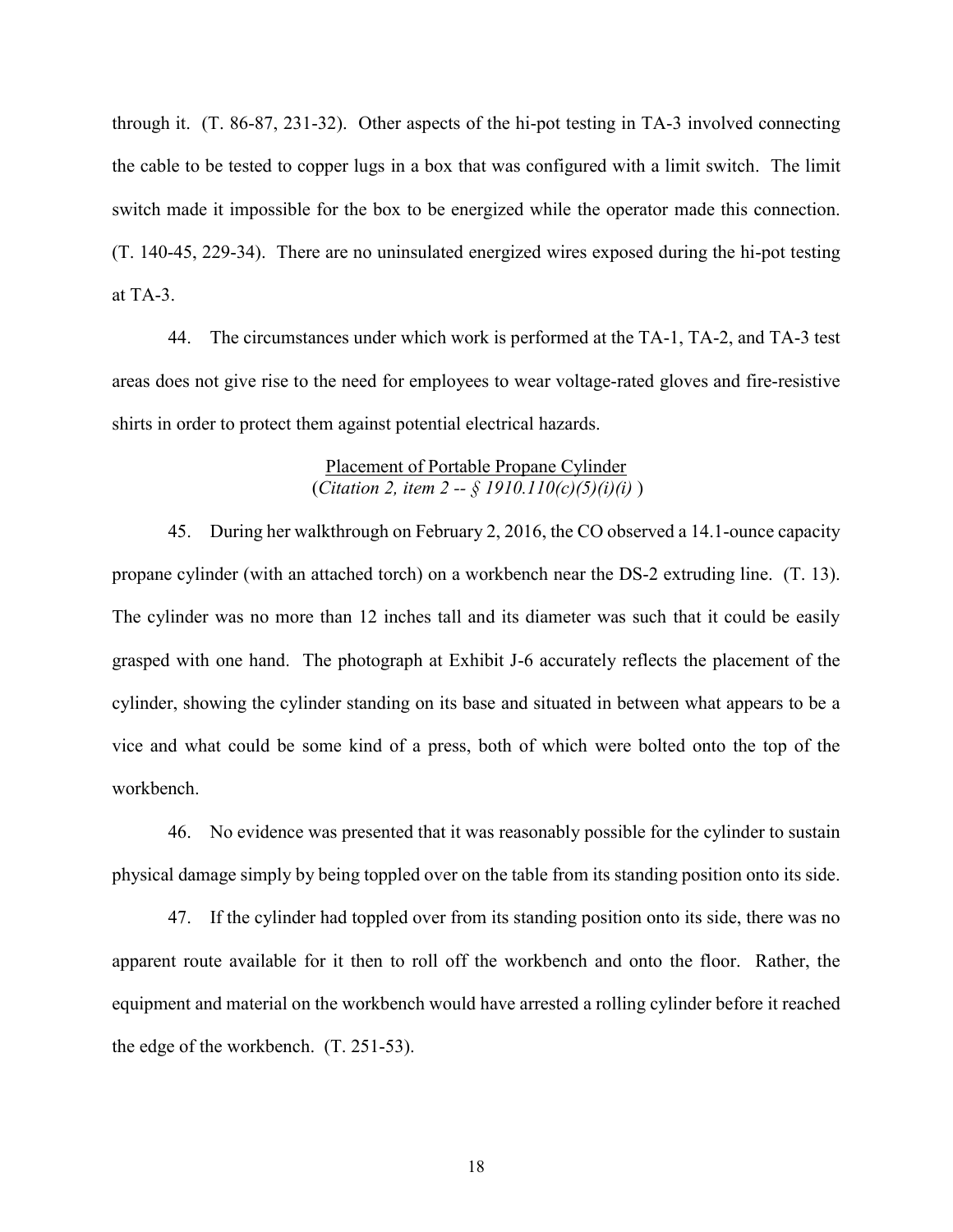through it. (T. 86-87, 231-32). Other aspects of the hi-pot testing in TA-3 involved connecting the cable to be tested to copper lugs in a box that was configured with a limit switch. The limit switch made it impossible for the box to be energized while the operator made this connection. (T. 140-45, 229-34). There are no uninsulated energized wires exposed during the hi-pot testing at TA-3.

44. The circumstances under which work is performed at the TA-1, TA-2, and TA-3 test areas does not give rise to the need for employees to wear voltage-rated gloves and fire-resistive shirts in order to protect them against potential electrical hazards.

<u>Placement of Portable Propane Cylinder</u>
(*Citation 2, item 2 -- § 1910.110(c)(5)(i)(i)* )

45. During her walkthrough on February 2, 2016, the CO observed a 14.1-ounce capacity propane cylinder (with an attached torch) on a workbench near the DS-2 extruding line. (T. 13). The cylinder was no more than 12 inches tall and its diameter was such that it could be easily grasped with one hand. The photograph at Exhibit J-6 accurately reflects the placement of the cylinder, showing the cylinder standing on its base and situated in between what appears to be a vice and what could be some kind of a press, both of which were bolted onto the top of the workbench.

46. No evidence was presented that it was reasonably possible for the cylinder to sustain physical damage simply by being toppled over on the table from its standing position onto its side.

47. If the cylinder had toppled over from its standing position onto its side, there was no apparent route available for it then to roll off the workbench and onto the floor. Rather, the equipment and material on the workbench would have arrested a rolling cylinder before it reached the edge of the workbench. (T. 251-53).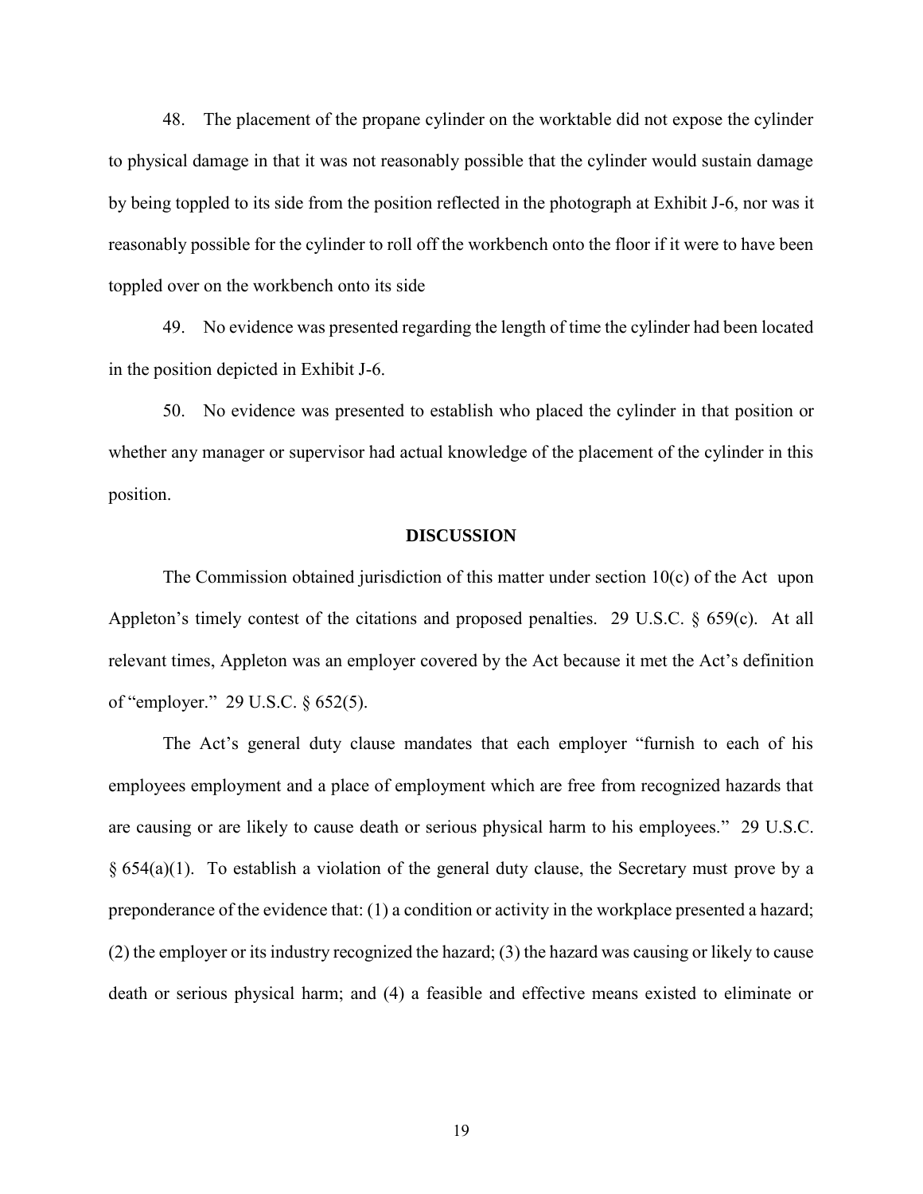48. The placement of the propane cylinder on the worktable did not expose the cylinder to physical damage in that it was not reasonably possible that the cylinder would sustain damage by being toppled to its side from the position reflected in the photograph at Exhibit J-6, nor was it reasonably possible for the cylinder to roll off the workbench onto the floor if it were to have been toppled over on the workbench onto its side

49. No evidence was presented regarding the length of time the cylinder had been located in the position depicted in Exhibit J-6.

50. No evidence was presented to establish who placed the cylinder in that position or whether any manager or supervisor had actual knowledge of the placement of the cylinder in this position.

## DISCUSSION

The Commission obtained jurisdiction of this matter under section 10(c) of the Act upon Appleton's timely contest of the citations and proposed penalties. 29 U.S.C. § 659(c). At all relevant times, Appleton was an employer covered by the Act because it met the Act's definition of "employer." 29 U.S.C. § 652(5).

The Act's general duty clause mandates that each employer "furnish to each of his employees employment and a place of employment which are free from recognized hazards that are causing or are likely to cause death or serious physical harm to his employees." 29 U.S.C. § 654(a)(1). To establish a violation of the general duty clause, the Secretary must prove by a preponderance of the evidence that: (1) a condition or activity in the workplace presented a hazard; (2) the employer or its industry recognized the hazard; (3) the hazard was causing or likely to cause death or serious physical harm; and (4) a feasible and effective means existed to eliminate or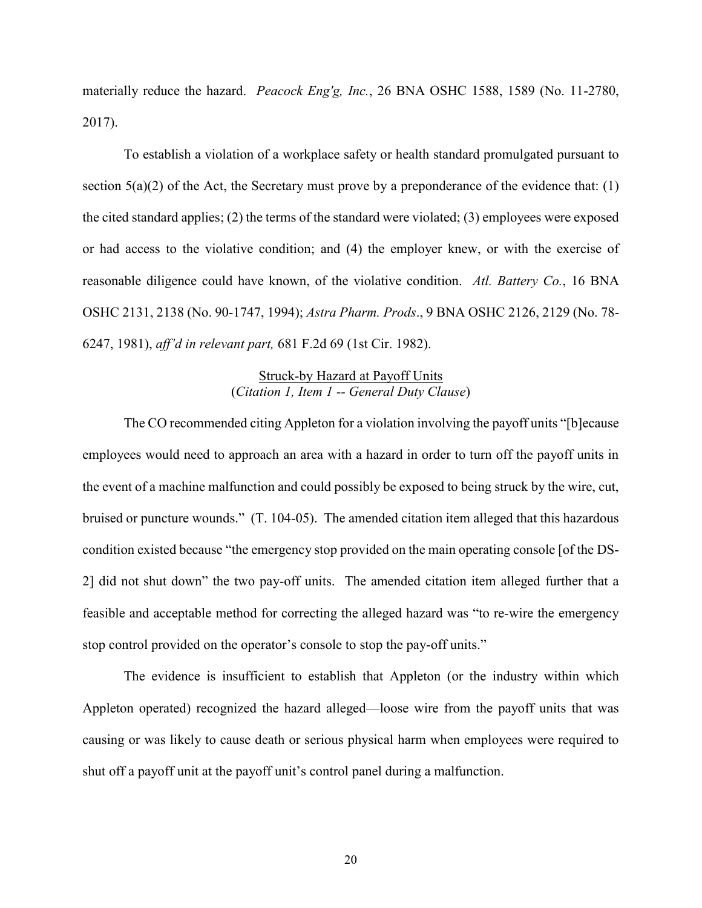materially reduce the hazard. *Peacock Eng'g, Inc.*, 26 BNA OSHC 1588, 1589 (No. 11-2780, 2017).

To establish a violation of a workplace safety or health standard promulgated pursuant to section 5(a)(2) of the Act, the Secretary must prove by a preponderance of the evidence that: (1) the cited standard applies; (2) the terms of the standard were violated; (3) employees were exposed or had access to the violative condition; and (4) the employer knew, or with the exercise of reasonable diligence could have known, of the violative condition. *Atl. Battery Co.*, 16 BNA OSHC 2131, 2138 (No. 90-1747, 1994); *Astra Pharm. Prods*., 9 BNA OSHC 2126, 2129 (No. 78-6247, 1981), *aff'd in relevant part,* 681 F.2d 69 (1st Cir. 1982).

<u>Struck-by Hazard at Payoff Units</u>
(*Citation 1, Item 1 -- General Duty Clause*)

The CO recommended citing Appleton for a violation involving the payoff units "[b]ecause employees would need to approach an area with a hazard in order to turn off the payoff units in the event of a machine malfunction and could possibly be exposed to being struck by the wire, cut, bruised or puncture wounds." (T. 104-05). The amended citation item alleged that this hazardous condition existed because "the emergency stop provided on the main operating console [of the DS-2] did not shut down" the two pay-off units. The amended citation item alleged further that a feasible and acceptable method for correcting the alleged hazard was "to re-wire the emergency stop control provided on the operator's console to stop the pay-off units."

The evidence is insufficient to establish that Appleton (or the industry within which Appleton operated) recognized the hazard alleged—loose wire from the payoff units that was causing or was likely to cause death or serious physical harm when employees were required to shut off a payoff unit at the payoff unit's control panel during a malfunction.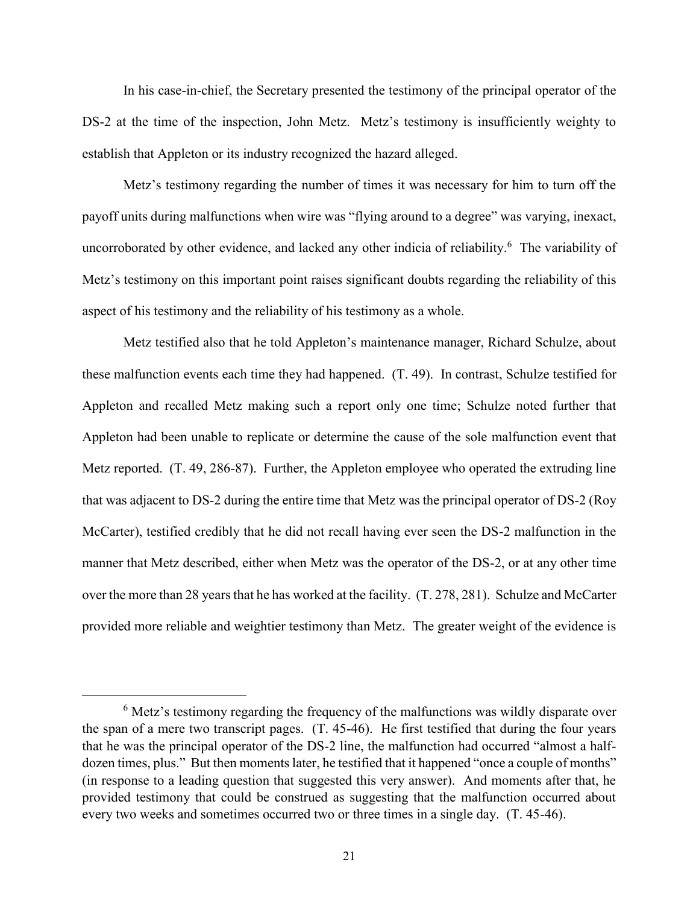In his case-in-chief, the Secretary presented the testimony of the principal operator of the DS-2 at the time of the inspection, John Metz. Metz's testimony is insufficiently weighty to establish that Appleton or its industry recognized the hazard alleged.

Metz's testimony regarding the number of times it was necessary for him to turn off the payoff units during malfunctions when wire was "flying around to a degree" was varying, inexact, uncorroborated by other evidence, and lacked any other indicia of reliability.[6] The variability of Metz's testimony on this important point raises significant doubts regarding the reliability of this aspect of his testimony and the reliability of his testimony as a whole.

Metz testified also that he told Appleton's maintenance manager, Richard Schulze, about these malfunction events each time they had happened. (T. 49). In contrast, Schulze testified for Appleton and recalled Metz making such a report only one time; Schulze noted further that Appleton had been unable to replicate or determine the cause of the sole malfunction event that Metz reported. (T. 49, 286-87). Further, the Appleton employee who operated the extruding line that was adjacent to DS-2 during the entire time that Metz was the principal operator of DS-2 (Roy McCarter), testified credibly that he did not recall having ever seen the DS-2 malfunction in the manner that Metz described, either when Metz was the operator of the DS-2, or at any other time over the more than 28 years that he has worked at the facility. (T. 278, 281). Schulze and McCarter provided more reliable and weightier testimony than Metz. The greater weight of the evidence is

[6] Metz's testimony regarding the frequency of the malfunctions was wildly disparate over the span of a mere two transcript pages. (T. 45-46). He first testified that during the four years that he was the principal operator of the DS-2 line, the malfunction had occurred "almost a half-dozen times, plus." But then moments later, he testified that it happened "once a couple of months" (in response to a leading question that suggested this very answer). And moments after that, he provided testimony that could be construed as suggesting that the malfunction occurred about every two weeks and sometimes occurred two or three times in a single day. (T. 45-46).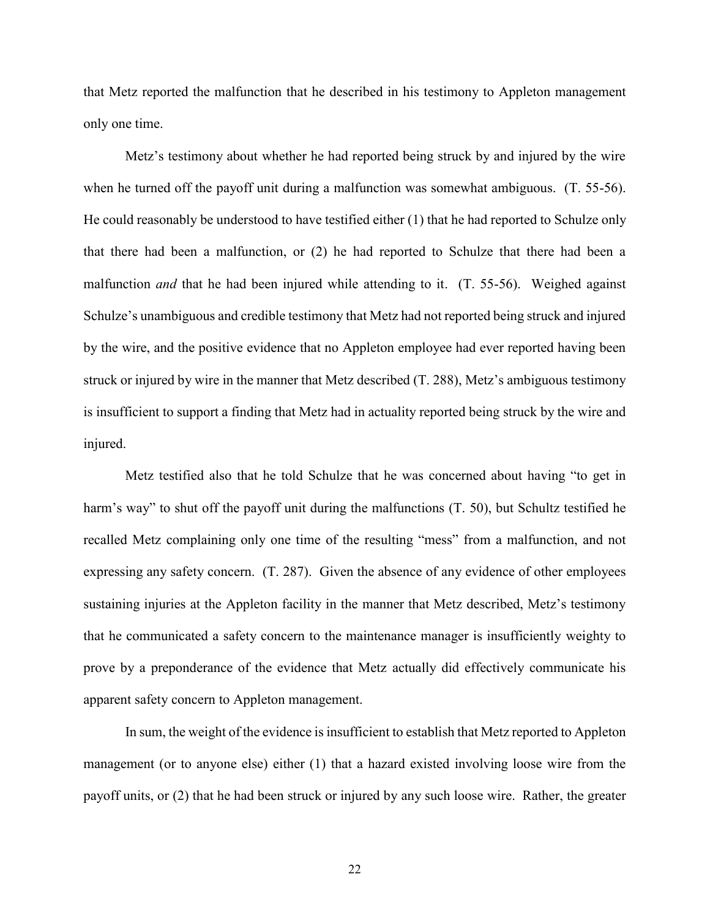that Metz reported the malfunction that he described in his testimony to Appleton management only one time.

Metz's testimony about whether he had reported being struck by and injured by the wire when he turned off the payoff unit during a malfunction was somewhat ambiguous. (T. 55-56). He could reasonably be understood to have testified either (1) that he had reported to Schulze only that there had been a malfunction, or (2) he had reported to Schulze that there had been a malfunction *and* that he had been injured while attending to it. (T. 55-56). Weighed against Schulze's unambiguous and credible testimony that Metz had not reported being struck and injured by the wire, and the positive evidence that no Appleton employee had ever reported having been struck or injured by wire in the manner that Metz described (T. 288), Metz's ambiguous testimony is insufficient to support a finding that Metz had in actuality reported being struck by the wire and injured.

Metz testified also that he told Schulze that he was concerned about having "to get in harm's way" to shut off the payoff unit during the malfunctions (T. 50), but Schultz testified he recalled Metz complaining only one time of the resulting "mess" from a malfunction, and not expressing any safety concern. (T. 287). Given the absence of any evidence of other employees sustaining injuries at the Appleton facility in the manner that Metz described, Metz's testimony that he communicated a safety concern to the maintenance manager is insufficiently weighty to prove by a preponderance of the evidence that Metz actually did effectively communicate his apparent safety concern to Appleton management.

In sum, the weight of the evidence is insufficient to establish that Metz reported to Appleton management (or to anyone else) either (1) that a hazard existed involving loose wire from the payoff units, or (2) that he had been struck or injured by any such loose wire. Rather, the greater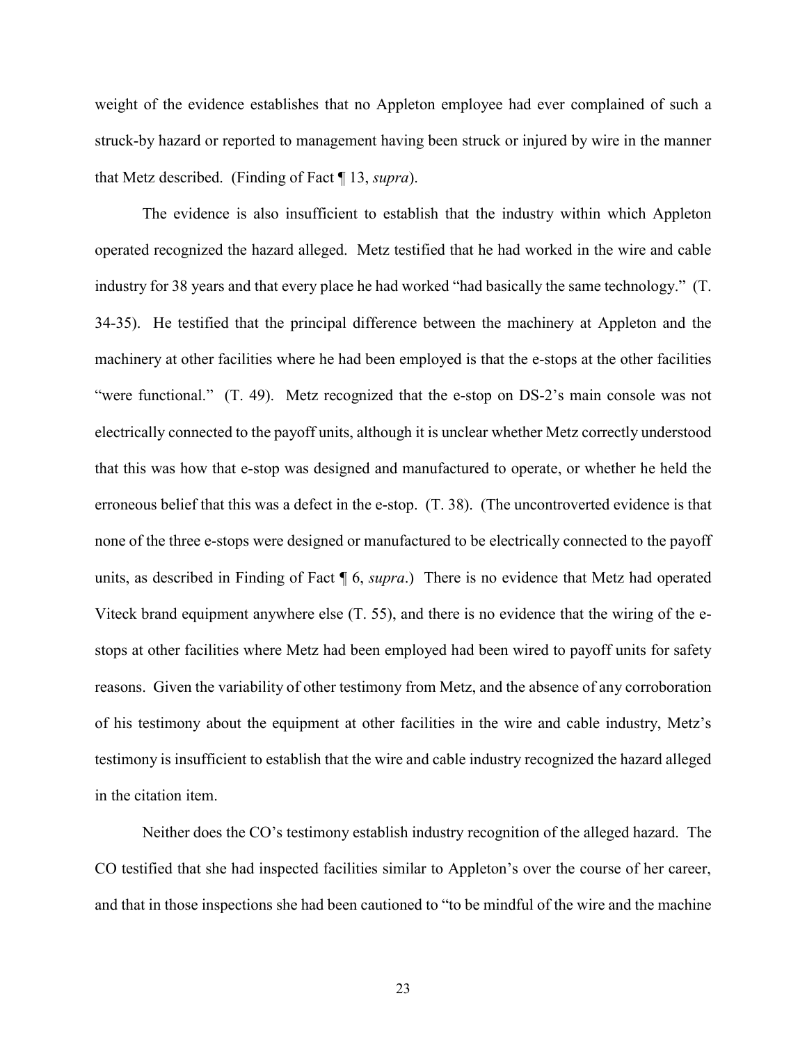weight of the evidence establishes that no Appleton employee had ever complained of such a struck-by hazard or reported to management having been struck or injured by wire in the manner that Metz described. (Finding of Fact ¶ 13, *supra*).

The evidence is also insufficient to establish that the industry within which Appleton operated recognized the hazard alleged. Metz testified that he had worked in the wire and cable industry for 38 years and that every place he had worked "had basically the same technology." (T. 34-35). He testified that the principal difference between the machinery at Appleton and the machinery at other facilities where he had been employed is that the e-stops at the other facilities "were functional." (T. 49). Metz recognized that the e-stop on DS-2's main console was not electrically connected to the payoff units, although it is unclear whether Metz correctly understood that this was how that e-stop was designed and manufactured to operate, or whether he held the erroneous belief that this was a defect in the e-stop. (T. 38). (The uncontroverted evidence is that none of the three e-stops were designed or manufactured to be electrically connected to the payoff units, as described in Finding of Fact ¶ 6, *supra*.) There is no evidence that Metz had operated Viteck brand equipment anywhere else (T. 55), and there is no evidence that the wiring of the e-stops at other facilities where Metz had been employed had been wired to payoff units for safety reasons. Given the variability of other testimony from Metz, and the absence of any corroboration of his testimony about the equipment at other facilities in the wire and cable industry, Metz's testimony is insufficient to establish that the wire and cable industry recognized the hazard alleged in the citation item.

Neither does the CO's testimony establish industry recognition of the alleged hazard. The CO testified that she had inspected facilities similar to Appleton's over the course of her career, and that in those inspections she had been cautioned to "to be mindful of the wire and the machine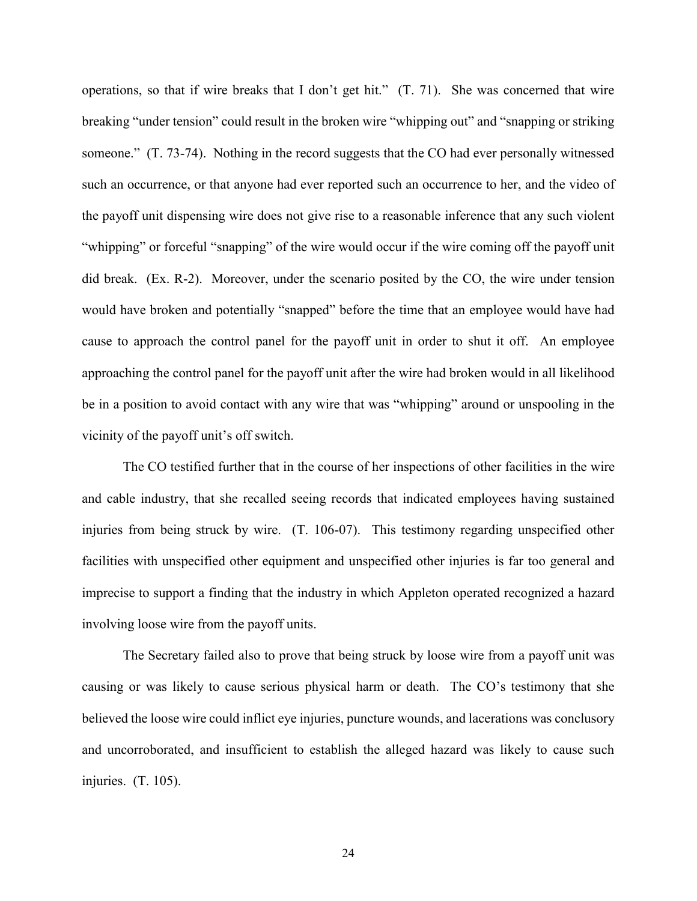operations, so that if wire breaks that I don't get hit." (T. 71). She was concerned that wire breaking "under tension" could result in the broken wire "whipping out" and "snapping or striking someone." (T. 73-74). Nothing in the record suggests that the CO had ever personally witnessed such an occurrence, or that anyone had ever reported such an occurrence to her, and the video of the payoff unit dispensing wire does not give rise to a reasonable inference that any such violent "whipping" or forceful "snapping" of the wire would occur if the wire coming off the payoff unit did break. (Ex. R-2). Moreover, under the scenario posited by the CO, the wire under tension would have broken and potentially "snapped" before the time that an employee would have had cause to approach the control panel for the payoff unit in order to shut it off. An employee approaching the control panel for the payoff unit after the wire had broken would in all likelihood be in a position to avoid contact with any wire that was "whipping" around or unspooling in the vicinity of the payoff unit's off switch.

The CO testified further that in the course of her inspections of other facilities in the wire and cable industry, that she recalled seeing records that indicated employees having sustained injuries from being struck by wire. (T. 106-07). This testimony regarding unspecified other facilities with unspecified other equipment and unspecified other injuries is far too general and imprecise to support a finding that the industry in which Appleton operated recognized a hazard involving loose wire from the payoff units.

The Secretary failed also to prove that being struck by loose wire from a payoff unit was causing or was likely to cause serious physical harm or death. The CO's testimony that she believed the loose wire could inflict eye injuries, puncture wounds, and lacerations was conclusory and uncorroborated, and insufficient to establish the alleged hazard was likely to cause such injuries. (T. 105).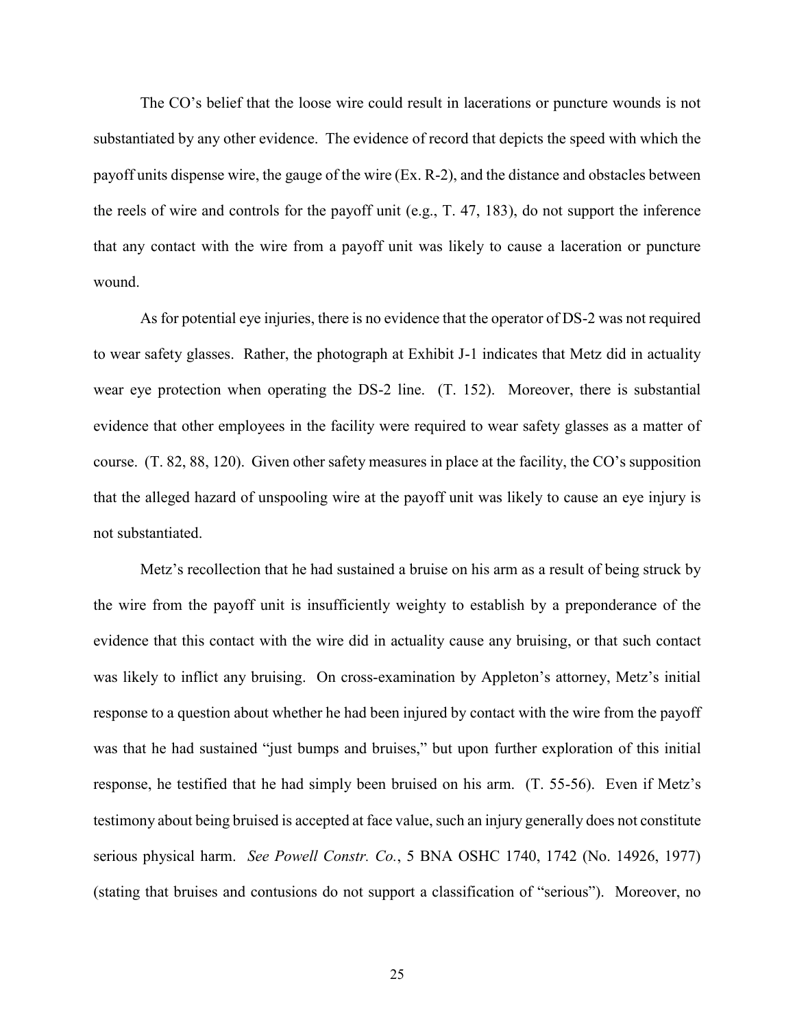The CO's belief that the loose wire could result in lacerations or puncture wounds is not substantiated by any other evidence. The evidence of record that depicts the speed with which the payoff units dispense wire, the gauge of the wire (Ex. R-2), and the distance and obstacles between the reels of wire and controls for the payoff unit (e.g., T. 47, 183), do not support the inference that any contact with the wire from a payoff unit was likely to cause a laceration or puncture wound.

As for potential eye injuries, there is no evidence that the operator of DS-2 was not required to wear safety glasses. Rather, the photograph at Exhibit J-1 indicates that Metz did in actuality wear eye protection when operating the DS-2 line. (T. 152). Moreover, there is substantial evidence that other employees in the facility were required to wear safety glasses as a matter of course. (T. 82, 88, 120). Given other safety measures in place at the facility, the CO's supposition that the alleged hazard of unspooling wire at the payoff unit was likely to cause an eye injury is not substantiated.

Metz's recollection that he had sustained a bruise on his arm as a result of being struck by the wire from the payoff unit is insufficiently weighty to establish by a preponderance of the evidence that this contact with the wire did in actuality cause any bruising, or that such contact was likely to inflict any bruising. On cross-examination by Appleton's attorney, Metz's initial response to a question about whether he had been injured by contact with the wire from the payoff was that he had sustained "just bumps and bruises," but upon further exploration of this initial response, he testified that he had simply been bruised on his arm. (T. 55-56). Even if Metz's testimony about being bruised is accepted at face value, such an injury generally does not constitute serious physical harm. *See Powell Constr. Co.*, 5 BNA OSHC 1740, 1742 (No. 14926, 1977) (stating that bruises and contusions do not support a classification of "serious"). Moreover, no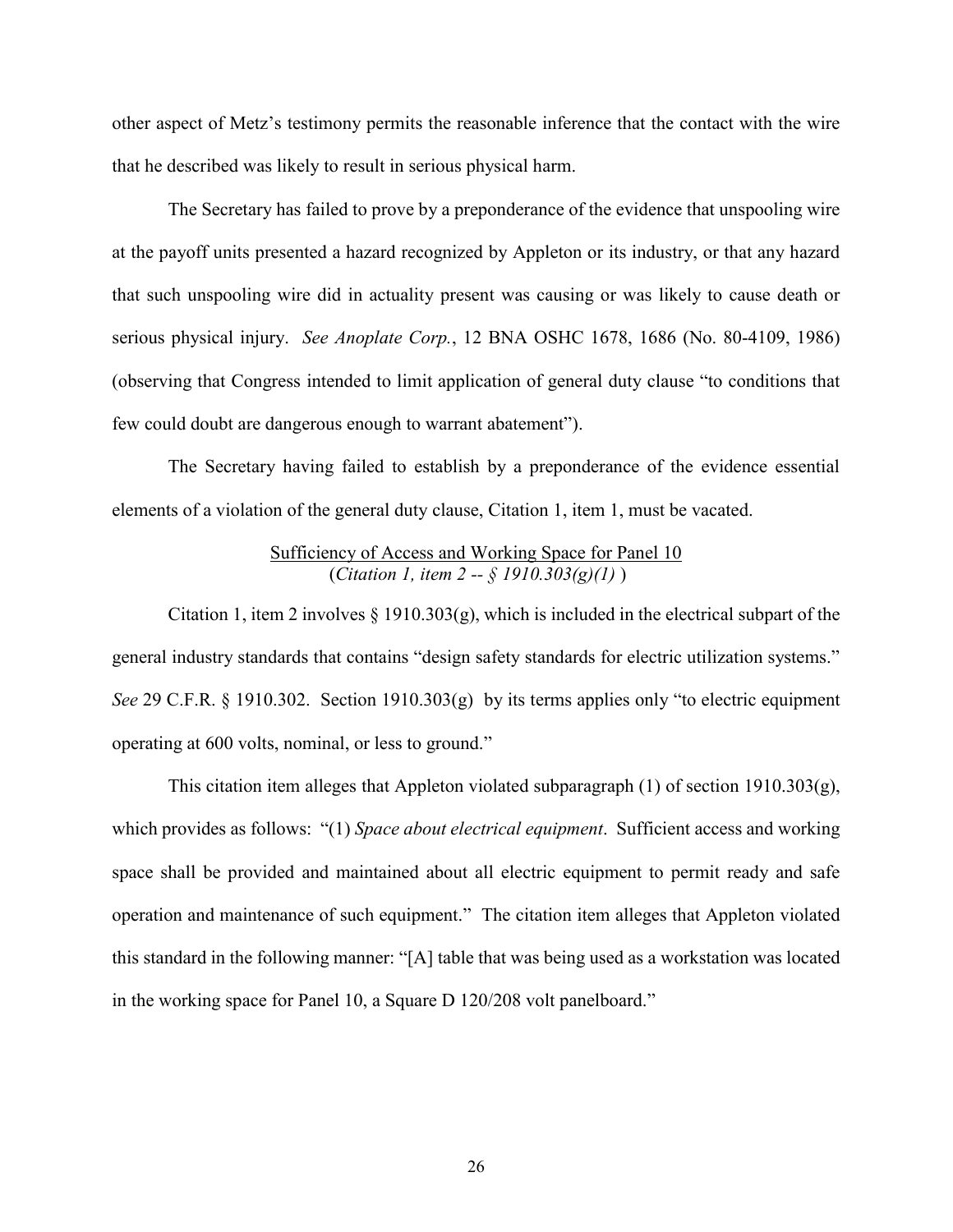other aspect of Metz's testimony permits the reasonable inference that the contact with the wire that he described was likely to result in serious physical harm.

The Secretary has failed to prove by a preponderance of the evidence that unspooling wire at the payoff units presented a hazard recognized by Appleton or its industry, or that any hazard that such unspooling wire did in actuality present was causing or was likely to cause death or serious physical injury. *See Anoplate Corp.*, 12 BNA OSHC 1678, 1686 (No. 80-4109, 1986) (observing that Congress intended to limit application of general duty clause "to conditions that few could doubt are dangerous enough to warrant abatement").

The Secretary having failed to establish by a preponderance of the evidence essential elements of a violation of the general duty clause, Citation 1, item 1, must be vacated.

<u>Sufficiency of Access and Working Space for Panel 10</u>
(*Citation 1, item 2 -- § 1910.303(g)(1)* )

Citation 1, item 2 involves § 1910.303(g), which is included in the electrical subpart of the general industry standards that contains "design safety standards for electric utilization systems." *See* 29 C.F.R. § 1910.302. Section 1910.303(g) by its terms applies only "to electric equipment operating at 600 volts, nominal, or less to ground."

This citation item alleges that Appleton violated subparagraph (1) of section 1910.303(g), which provides as follows: "(1) *Space about electrical equipment*. Sufficient access and working space shall be provided and maintained about all electric equipment to permit ready and safe operation and maintenance of such equipment." The citation item alleges that Appleton violated this standard in the following manner: "[A] table that was being used as a workstation was located in the working space for Panel 10, a Square D 120/208 volt panelboard."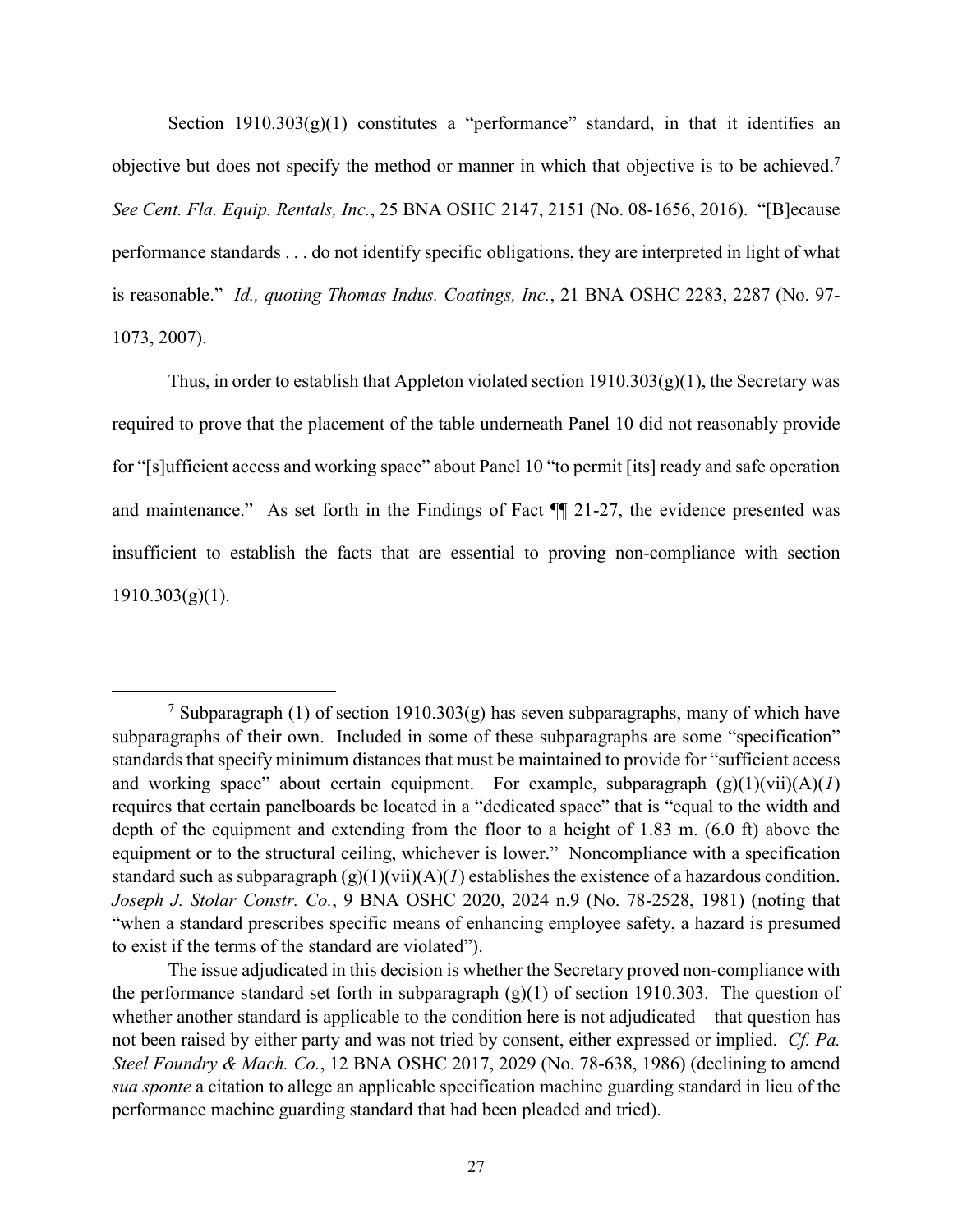Section 1910.303(g)(1) constitutes a "performance" standard, in that it identifies an objective but does not specify the method or manner in which that objective is to be achieved.[7] *See Cent. Fla. Equip. Rentals, Inc.*, 25 BNA OSHC 2147, 2151 (No. 08-1656, 2016). "[B]ecause performance standards . . . do not identify specific obligations, they are interpreted in light of what is reasonable." *Id., quoting Thomas Indus. Coatings, Inc.*, 21 BNA OSHC 2283, 2287 (No. 97-1073, 2007).

Thus, in order to establish that Appleton violated section 1910.303(g)(1), the Secretary was required to prove that the placement of the table underneath Panel 10 did not reasonably provide for "[s]ufficient access and working space" about Panel 10 "to permit [its] ready and safe operation and maintenance." As set forth in the Findings of Fact ¶¶ 21-27, the evidence presented was insufficient to establish the facts that are essential to proving non-compliance with section 1910.303(g)(1).

---

[7] Subparagraph (1) of section 1910.303(g) has seven subparagraphs, many of which have subparagraphs of their own. Included in some of these subparagraphs are some "specification" standards that specify minimum distances that must be maintained to provide for "sufficient access and working space" about certain equipment. For example, subparagraph (g)(1)(vii)(A)(*1*) requires that certain panelboards be located in a "dedicated space" that is "equal to the width and depth of the equipment and extending from the floor to a height of 1.83 m. (6.0 ft) above the equipment or to the structural ceiling, whichever is lower." Noncompliance with a specification standard such as subparagraph (g)(1)(vii)(A)(*1*) establishes the existence of a hazardous condition. *Joseph J. Stolar Constr. Co.*, 9 BNA OSHC 2020, 2024 n.9 (No. 78-2528, 1981) (noting that "when a standard prescribes specific means of enhancing employee safety, a hazard is presumed to exist if the terms of the standard are violated").

The issue adjudicated in this decision is whether the Secretary proved non-compliance with the performance standard set forth in subparagraph (g)(1) of section 1910.303. The question of whether another standard is applicable to the condition here is not adjudicated—that question has not been raised by either party and was not tried by consent, either expressed or implied. *Cf. Pa. Steel Foundry & Mach. Co.*, 12 BNA OSHC 2017, 2029 (No. 78-638, 1986) (declining to amend *sua sponte* a citation to allege an applicable specification machine guarding standard in lieu of the performance machine guarding standard that had been pleaded and tried).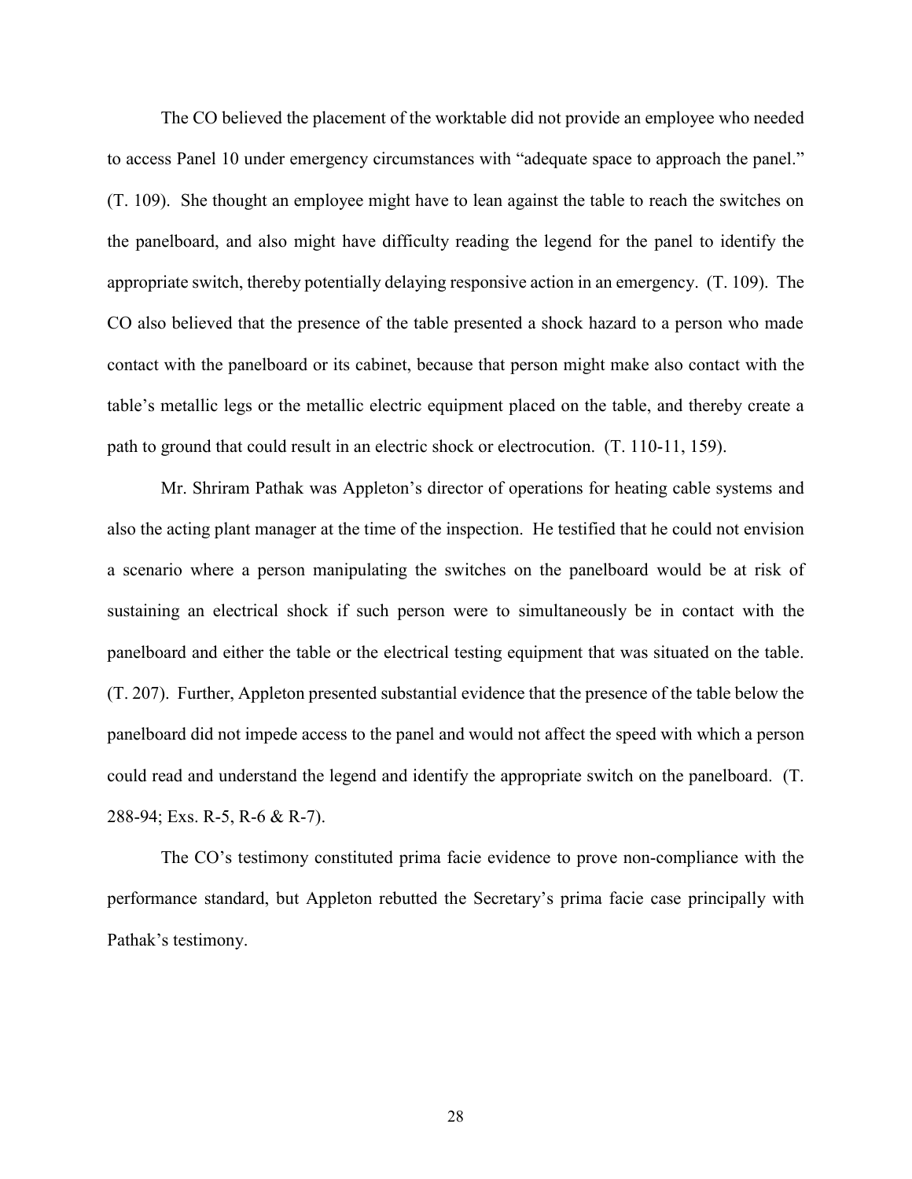The CO believed the placement of the worktable did not provide an employee who needed to access Panel 10 under emergency circumstances with "adequate space to approach the panel." (T. 109). She thought an employee might have to lean against the table to reach the switches on the panelboard, and also might have difficulty reading the legend for the panel to identify the appropriate switch, thereby potentially delaying responsive action in an emergency. (T. 109). The CO also believed that the presence of the table presented a shock hazard to a person who made contact with the panelboard or its cabinet, because that person might make also contact with the table's metallic legs or the metallic electric equipment placed on the table, and thereby create a path to ground that could result in an electric shock or electrocution. (T. 110-11, 159).

Mr. Shriram Pathak was Appleton's director of operations for heating cable systems and also the acting plant manager at the time of the inspection. He testified that he could not envision a scenario where a person manipulating the switches on the panelboard would be at risk of sustaining an electrical shock if such person were to simultaneously be in contact with the panelboard and either the table or the electrical testing equipment that was situated on the table. (T. 207). Further, Appleton presented substantial evidence that the presence of the table below the panelboard did not impede access to the panel and would not affect the speed with which a person could read and understand the legend and identify the appropriate switch on the panelboard. (T. 288-94; Exs. R-5, R-6 & R-7).

The CO's testimony constituted prima facie evidence to prove non-compliance with the performance standard, but Appleton rebutted the Secretary's prima facie case principally with Pathak's testimony.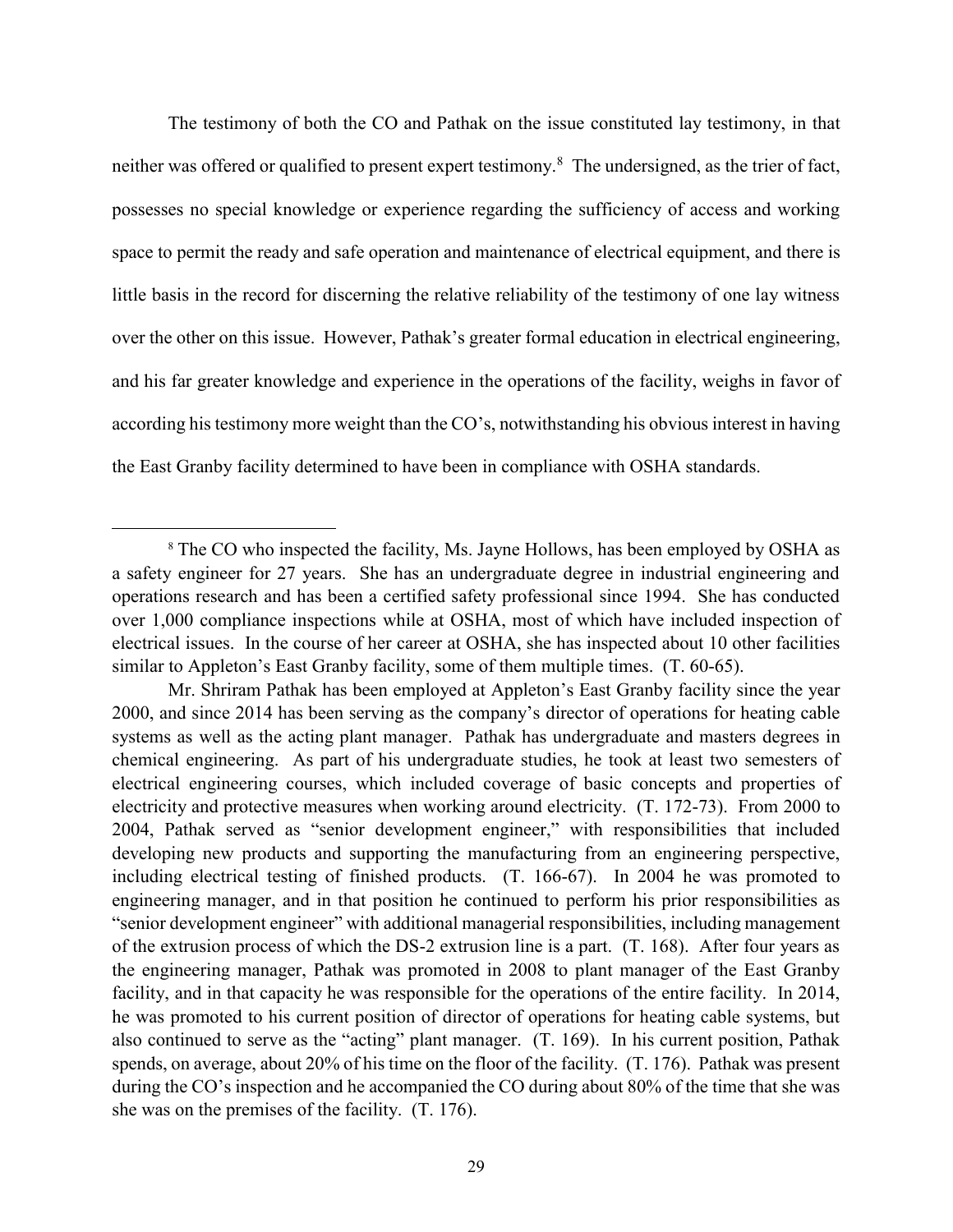The testimony of both the CO and Pathak on the issue constituted lay testimony, in that neither was offered or qualified to present expert testimony.[8] The undersigned, as the trier of fact, possesses no special knowledge or experience regarding the sufficiency of access and working space to permit the ready and safe operation and maintenance of electrical equipment, and there is little basis in the record for discerning the relative reliability of the testimony of one lay witness over the other on this issue. However, Pathak's greater formal education in electrical engineering, and his far greater knowledge and experience in the operations of the facility, weighs in favor of according his testimony more weight than the CO's, notwithstanding his obvious interest in having the East Granby facility determined to have been in compliance with OSHA standards.

---

[8] The CO who inspected the facility, Ms. Jayne Hollows, has been employed by OSHA as a safety engineer for 27 years. She has an undergraduate degree in industrial engineering and operations research and has been a certified safety professional since 1994. She has conducted over 1,000 compliance inspections while at OSHA, most of which have included inspection of electrical issues. In the course of her career at OSHA, she has inspected about 10 other facilities similar to Appleton's East Granby facility, some of them multiple times. (T. 60-65).

Mr. Shriram Pathak has been employed at Appleton's East Granby facility since the year 2000, and since 2014 has been serving as the company's director of operations for heating cable systems as well as the acting plant manager. Pathak has undergraduate and masters degrees in chemical engineering. As part of his undergraduate studies, he took at least two semesters of electrical engineering courses, which included coverage of basic concepts and properties of electricity and protective measures when working around electricity. (T. 172-73). From 2000 to 2004, Pathak served as "senior development engineer," with responsibilities that included developing new products and supporting the manufacturing from an engineering perspective, including electrical testing of finished products. (T. 166-67). In 2004 he was promoted to engineering manager, and in that position he continued to perform his prior responsibilities as "senior development engineer" with additional managerial responsibilities, including management of the extrusion process of which the DS-2 extrusion line is a part. (T. 168). After four years as the engineering manager, Pathak was promoted in 2008 to plant manager of the East Granby facility, and in that capacity he was responsible for the operations of the entire facility. In 2014, he was promoted to his current position of director of operations for heating cable systems, but also continued to serve as the "acting" plant manager. (T. 169). In his current position, Pathak spends, on average, about 20% of his time on the floor of the facility. (T. 176). Pathak was present during the CO's inspection and he accompanied the CO during about 80% of the time that she was she was on the premises of the facility. (T. 176).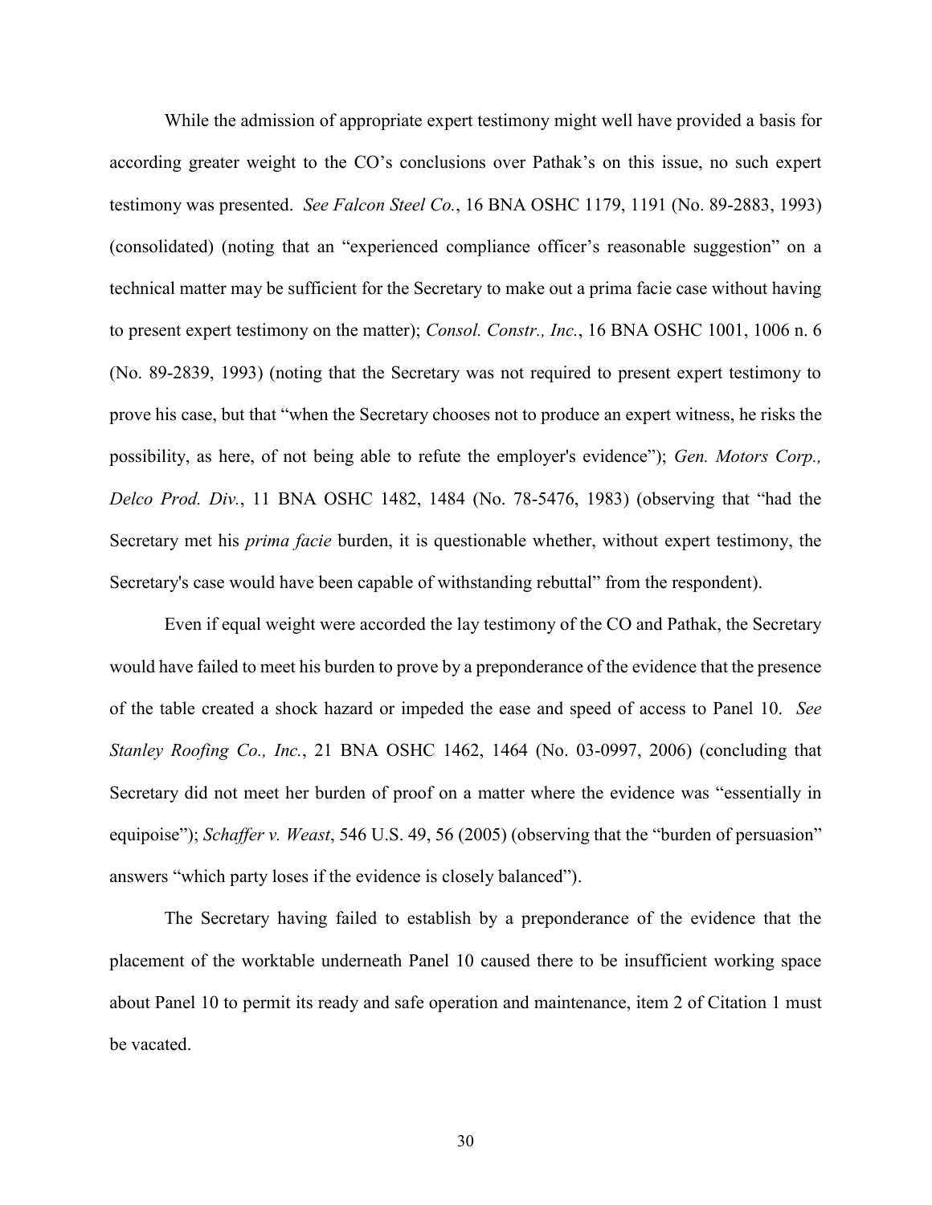While the admission of appropriate expert testimony might well have provided a basis for according greater weight to the CO's conclusions over Pathak's on this issue, no such expert testimony was presented. *See Falcon Steel Co.*, 16 BNA OSHC 1179, 1191 (No. 89-2883, 1993) (consolidated) (noting that an "experienced compliance officer's reasonable suggestion" on a technical matter may be sufficient for the Secretary to make out a prima facie case without having to present expert testimony on the matter); *Consol. Constr., Inc.*, 16 BNA OSHC 1001, 1006 n. 6 (No. 89-2839, 1993) (noting that the Secretary was not required to present expert testimony to prove his case, but that "when the Secretary chooses not to produce an expert witness, he risks the possibility, as here, of not being able to refute the employer's evidence"); *Gen. Motors Corp., Delco Prod. Div.*, 11 BNA OSHC 1482, 1484 (No. 78-5476, 1983) (observing that "had the Secretary met his *prima facie* burden, it is questionable whether, without expert testimony, the Secretary's case would have been capable of withstanding rebuttal" from the respondent).

Even if equal weight were accorded the lay testimony of the CO and Pathak, the Secretary would have failed to meet his burden to prove by a preponderance of the evidence that the presence of the table created a shock hazard or impeded the ease and speed of access to Panel 10. *See Stanley Roofing Co., Inc.*, 21 BNA OSHC 1462, 1464 (No. 03-0997, 2006) (concluding that Secretary did not meet her burden of proof on a matter where the evidence was "essentially in equipoise"); *Schaffer v. Weast*, 546 U.S. 49, 56 (2005) (observing that the "burden of persuasion" answers "which party loses if the evidence is closely balanced").

The Secretary having failed to establish by a preponderance of the evidence that the placement of the worktable underneath Panel 10 caused there to be insufficient working space about Panel 10 to permit its ready and safe operation and maintenance, item 2 of Citation 1 must be vacated.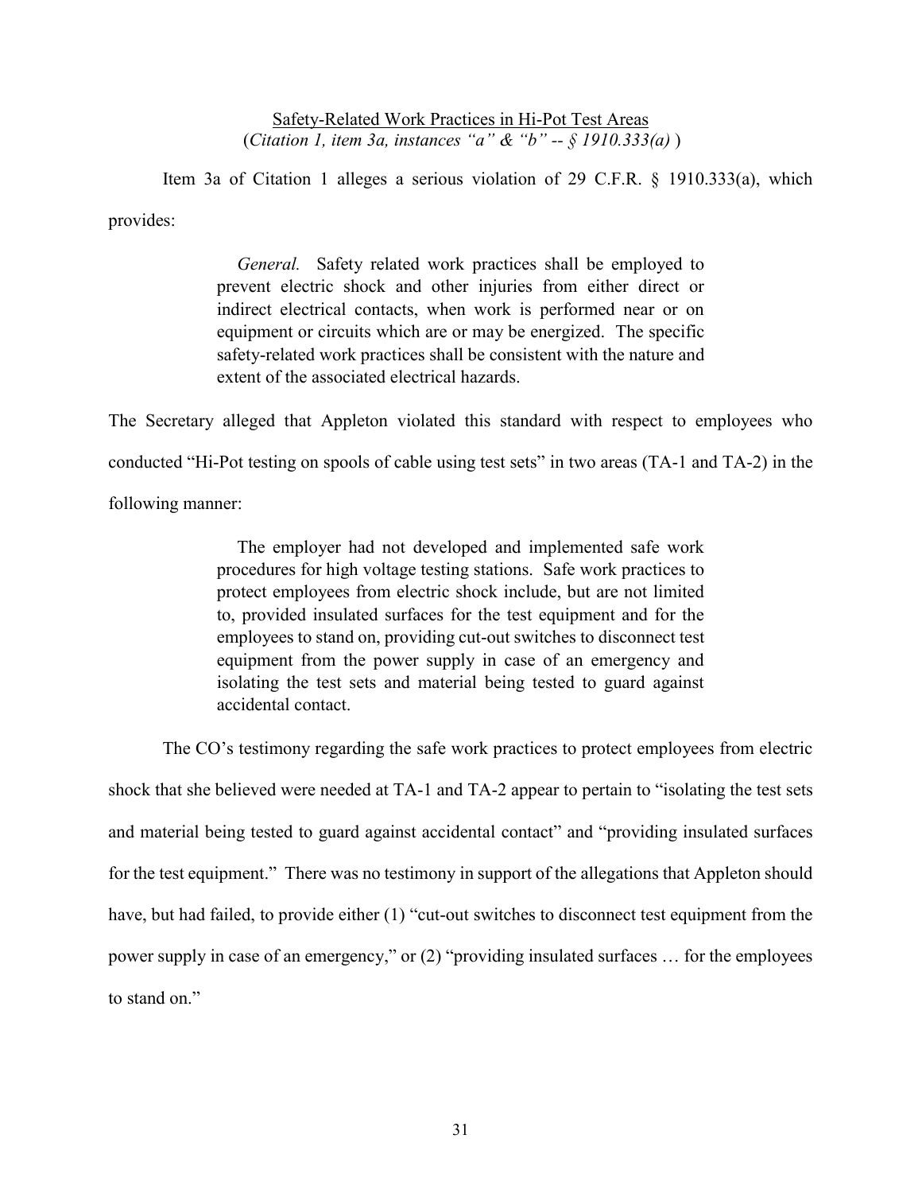<u>Safety-Related Work Practices in Hi-Pot Test Areas</u>
(*Citation 1, item 3a, instances "a" & "b" -- § 1910.333(a)* )

Item 3a of Citation 1 alleges a serious violation of 29 C.F.R. § 1910.333(a), which provides:

> *General.* Safety related work practices shall be employed to prevent electric shock and other injuries from either direct or indirect electrical contacts, when work is performed near or on equipment or circuits which are or may be energized. The specific safety-related work practices shall be consistent with the nature and extent of the associated electrical hazards.

The Secretary alleged that Appleton violated this standard with respect to employees who conducted "Hi-Pot testing on spools of cable using test sets" in two areas (TA-1 and TA-2) in the following manner:

> The employer had not developed and implemented safe work procedures for high voltage testing stations. Safe work practices to protect employees from electric shock include, but are not limited to, provided insulated surfaces for the test equipment and for the employees to stand on, providing cut-out switches to disconnect test equipment from the power supply in case of an emergency and isolating the test sets and material being tested to guard against accidental contact.

The CO's testimony regarding the safe work practices to protect employees from electric shock that she believed were needed at TA-1 and TA-2 appear to pertain to "isolating the test sets and material being tested to guard against accidental contact" and "providing insulated surfaces for the test equipment." There was no testimony in support of the allegations that Appleton should have, but had failed, to provide either (1) "cut-out switches to disconnect test equipment from the power supply in case of an emergency," or (2) "providing insulated surfaces … for the employees to stand on."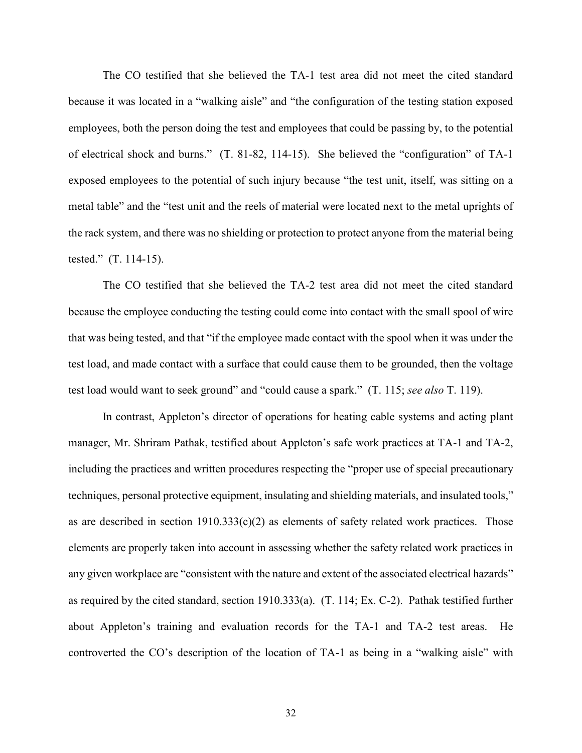The CO testified that she believed the TA-1 test area did not meet the cited standard because it was located in a "walking aisle" and "the configuration of the testing station exposed employees, both the person doing the test and employees that could be passing by, to the potential of electrical shock and burns." (T. 81-82, 114-15). She believed the "configuration" of TA-1 exposed employees to the potential of such injury because "the test unit, itself, was sitting on a metal table" and the "test unit and the reels of material were located next to the metal uprights of the rack system, and there was no shielding or protection to protect anyone from the material being tested." (T. 114-15).

The CO testified that she believed the TA-2 test area did not meet the cited standard because the employee conducting the testing could come into contact with the small spool of wire that was being tested, and that "if the employee made contact with the spool when it was under the test load, and made contact with a surface that could cause them to be grounded, then the voltage test load would want to seek ground" and "could cause a spark." (T. 115; *see also* T. 119).

In contrast, Appleton's director of operations for heating cable systems and acting plant manager, Mr. Shriram Pathak, testified about Appleton's safe work practices at TA-1 and TA-2, including the practices and written procedures respecting the "proper use of special precautionary techniques, personal protective equipment, insulating and shielding materials, and insulated tools," as are described in section 1910.333(c)(2) as elements of safety related work practices. Those elements are properly taken into account in assessing whether the safety related work practices in any given workplace are "consistent with the nature and extent of the associated electrical hazards" as required by the cited standard, section 1910.333(a). (T. 114; Ex. C-2). Pathak testified further about Appleton's training and evaluation records for the TA-1 and TA-2 test areas. He controverted the CO's description of the location of TA-1 as being in a "walking aisle" with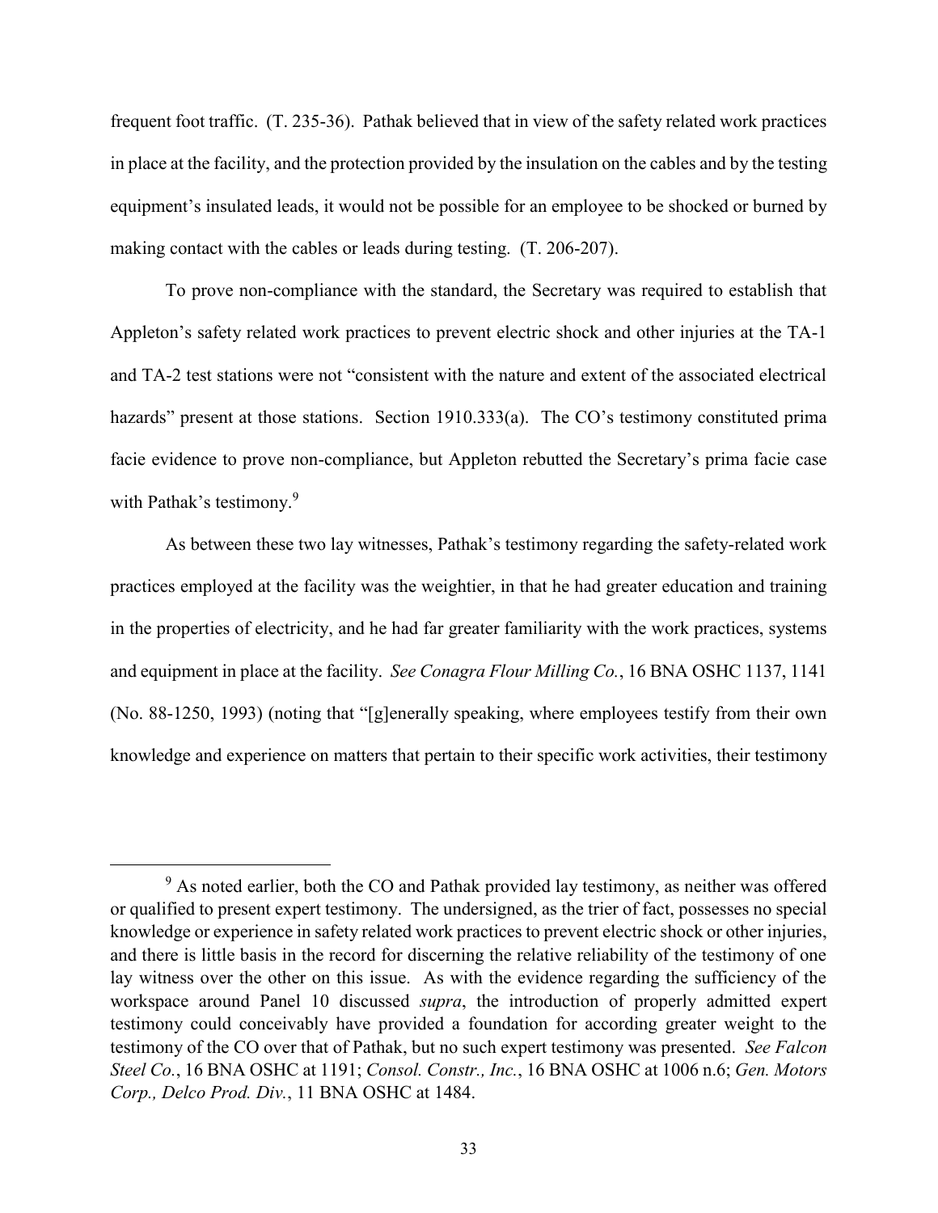frequent foot traffic. (T. 235-36). Pathak believed that in view of the safety related work practices in place at the facility, and the protection provided by the insulation on the cables and by the testing equipment's insulated leads, it would not be possible for an employee to be shocked or burned by making contact with the cables or leads during testing. (T. 206-207).

To prove non-compliance with the standard, the Secretary was required to establish that Appleton's safety related work practices to prevent electric shock and other injuries at the TA-1 and TA-2 test stations were not "consistent with the nature and extent of the associated electrical hazards" present at those stations. Section 1910.333(a). The CO's testimony constituted prima facie evidence to prove non-compliance, but Appleton rebutted the Secretary's prima facie case with Pathak's testimony.[9]

As between these two lay witnesses, Pathak's testimony regarding the safety-related work practices employed at the facility was the weightier, in that he had greater education and training in the properties of electricity, and he had far greater familiarity with the work practices, systems and equipment in place at the facility. *See Conagra Flour Milling Co.*, 16 BNA OSHC 1137, 1141 (No. 88-1250, 1993) (noting that "[g]enerally speaking, where employees testify from their own knowledge and experience on matters that pertain to their specific work activities, their testimony

---

[9] As noted earlier, both the CO and Pathak provided lay testimony, as neither was offered or qualified to present expert testimony. The undersigned, as the trier of fact, possesses no special knowledge or experience in safety related work practices to prevent electric shock or other injuries, and there is little basis in the record for discerning the relative reliability of the testimony of one lay witness over the other on this issue. As with the evidence regarding the sufficiency of the workspace around Panel 10 discussed *supra*, the introduction of properly admitted expert testimony could conceivably have provided a foundation for according greater weight to the testimony of the CO over that of Pathak, but no such expert testimony was presented. *See Falcon Steel Co.*, 16 BNA OSHC at 1191; *Consol. Constr., Inc.*, 16 BNA OSHC at 1006 n.6; *Gen. Motors Corp., Delco Prod. Div.*, 11 BNA OSHC at 1484.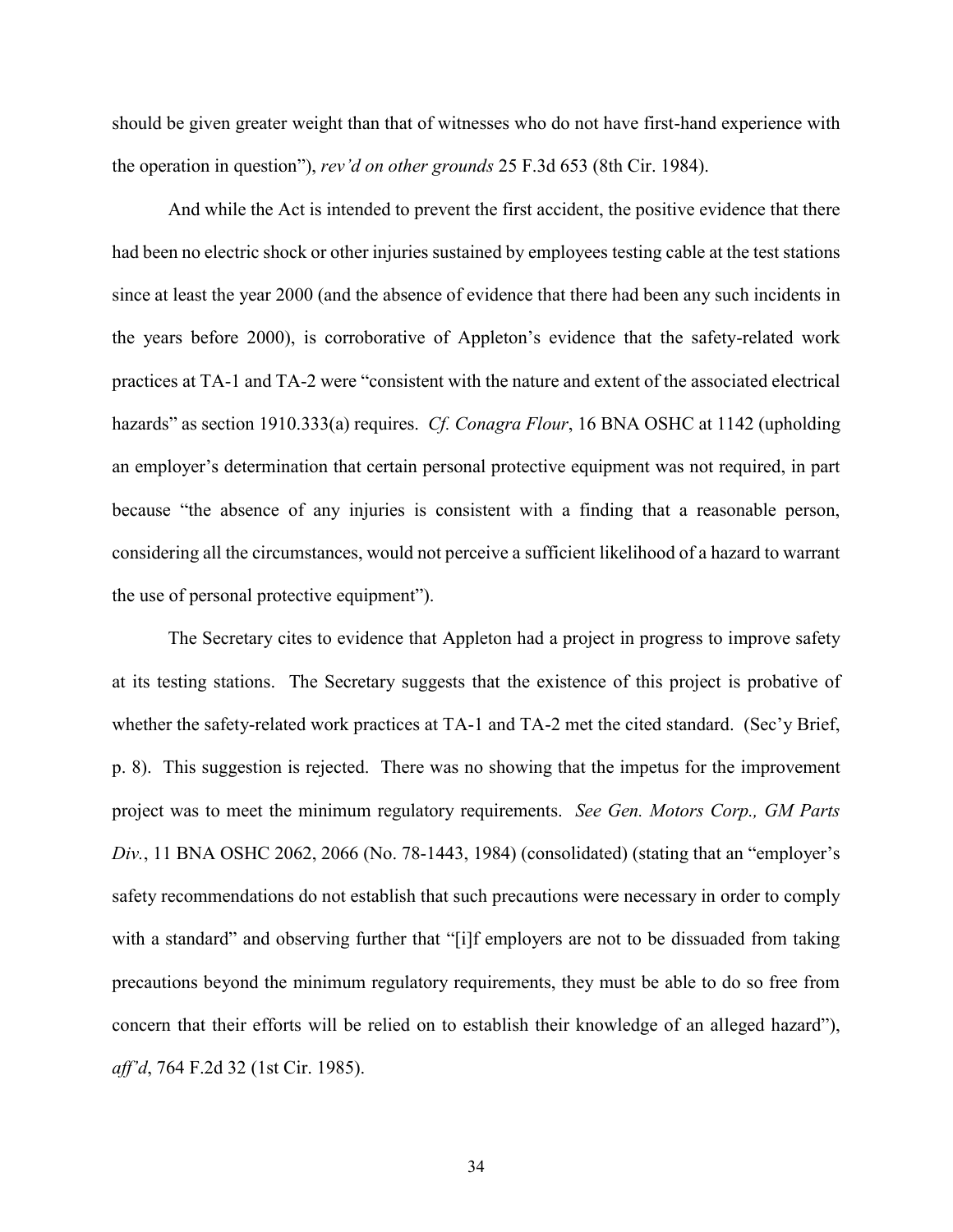should be given greater weight than that of witnesses who do not have first-hand experience with the operation in question"), *rev'd on other grounds* 25 F.3d 653 (8th Cir. 1984).

And while the Act is intended to prevent the first accident, the positive evidence that there had been no electric shock or other injuries sustained by employees testing cable at the test stations since at least the year 2000 (and the absence of evidence that there had been any such incidents in the years before 2000), is corroborative of Appleton's evidence that the safety-related work practices at TA-1 and TA-2 were "consistent with the nature and extent of the associated electrical hazards" as section 1910.333(a) requires. *Cf. Conagra Flour*, 16 BNA OSHC at 1142 (upholding an employer's determination that certain personal protective equipment was not required, in part because "the absence of any injuries is consistent with a finding that a reasonable person, considering all the circumstances, would not perceive a sufficient likelihood of a hazard to warrant the use of personal protective equipment").

The Secretary cites to evidence that Appleton had a project in progress to improve safety at its testing stations. The Secretary suggests that the existence of this project is probative of whether the safety-related work practices at TA-1 and TA-2 met the cited standard. (Sec'y Brief, p. 8). This suggestion is rejected. There was no showing that the impetus for the improvement project was to meet the minimum regulatory requirements. *See Gen. Motors Corp., GM Parts Div.*, 11 BNA OSHC 2062, 2066 (No. 78-1443, 1984) (consolidated) (stating that an "employer's safety recommendations do not establish that such precautions were necessary in order to comply with a standard" and observing further that "[i]f employers are not to be dissuaded from taking precautions beyond the minimum regulatory requirements, they must be able to do so free from concern that their efforts will be relied on to establish their knowledge of an alleged hazard"), *aff'd*, 764 F.2d 32 (1st Cir. 1985).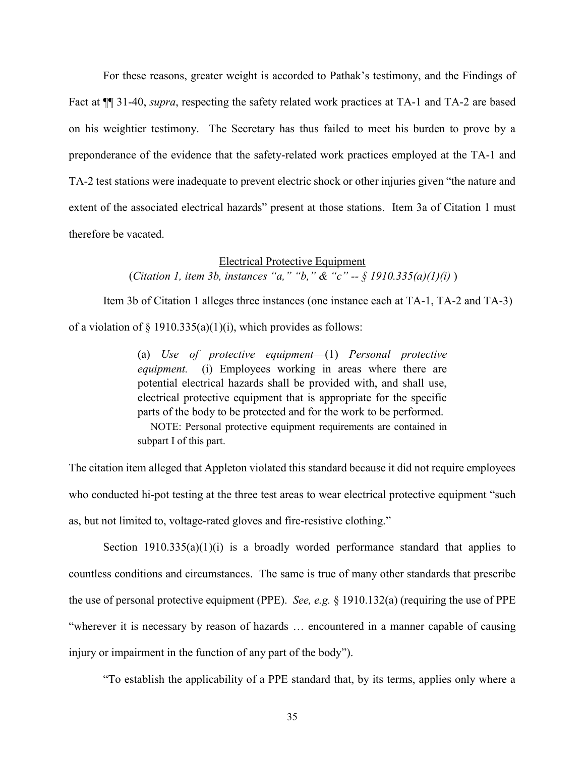For these reasons, greater weight is accorded to Pathak's testimony, and the Findings of Fact at ¶¶ 31-40, *supra*, respecting the safety related work practices at TA-1 and TA-2 are based on his weightier testimony. The Secretary has thus failed to meet his burden to prove by a preponderance of the evidence that the safety-related work practices employed at the TA-1 and TA-2 test stations were inadequate to prevent electric shock or other injuries given "the nature and extent of the associated electrical hazards" present at those stations. Item 3a of Citation 1 must therefore be vacated.

<u>Electrical Protective Equipment</u>
(*Citation 1, item 3b, instances "a," "b," & "c" -- § 1910.335(a)(1)(i)* )

Item 3b of Citation 1 alleges three instances (one instance each at TA-1, TA-2 and TA-3) of a violation of § 1910.335(a)(1)(i), which provides as follows:

> (a) *Use of protective equipment*—(1) *Personal protective equipment.* (i) Employees working in areas where there are potential electrical hazards shall be provided with, and shall use, electrical protective equipment that is appropriate for the specific parts of the body to be protected and for the work to be performed.
>
> NOTE: Personal protective equipment requirements are contained in subpart I of this part.

The citation item alleged that Appleton violated this standard because it did not require employees who conducted hi-pot testing at the three test areas to wear electrical protective equipment "such as, but not limited to, voltage-rated gloves and fire-resistive clothing."

Section 1910.335(a)(1)(i) is a broadly worded performance standard that applies to countless conditions and circumstances. The same is true of many other standards that prescribe the use of personal protective equipment (PPE). *See, e.g.* § 1910.132(a) (requiring the use of PPE "wherever it is necessary by reason of hazards … encountered in a manner capable of causing injury or impairment in the function of any part of the body").

"To establish the applicability of a PPE standard that, by its terms, applies only where a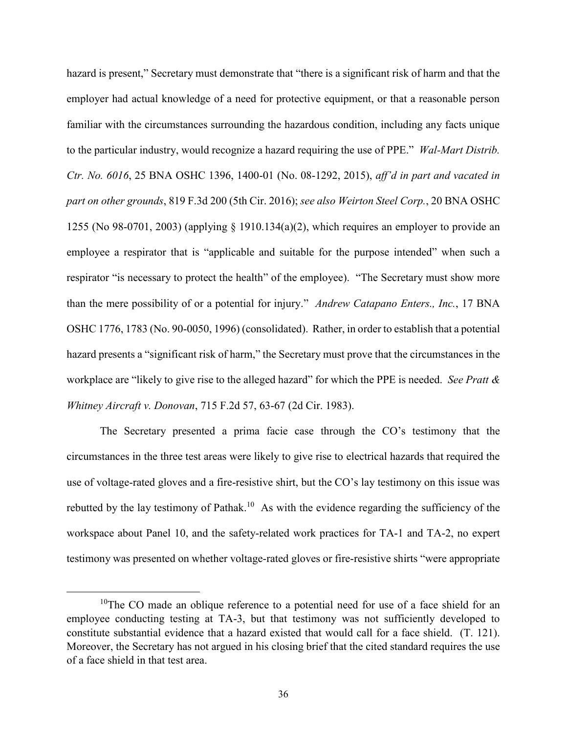hazard is present," Secretary must demonstrate that "there is a significant risk of harm and that the employer had actual knowledge of a need for protective equipment, or that a reasonable person familiar with the circumstances surrounding the hazardous condition, including any facts unique to the particular industry, would recognize a hazard requiring the use of PPE." *Wal-Mart Distrib. Ctr. No. 6016*, 25 BNA OSHC 1396, 1400-01 (No. 08-1292, 2015), *aff'd in part and vacated in part on other grounds*, 819 F.3d 200 (5th Cir. 2016); *see also Weirton Steel Corp.*, 20 BNA OSHC 1255 (No 98-0701, 2003) (applying § 1910.134(a)(2), which requires an employer to provide an employee a respirator that is "applicable and suitable for the purpose intended" when such a respirator "is necessary to protect the health" of the employee). "The Secretary must show more than the mere possibility of or a potential for injury." *Andrew Catapano Enters., Inc.*, 17 BNA OSHC 1776, 1783 (No. 90-0050, 1996) (consolidated). Rather, in order to establish that a potential hazard presents a "significant risk of harm," the Secretary must prove that the circumstances in the workplace are "likely to give rise to the alleged hazard" for which the PPE is needed. *See Pratt & Whitney Aircraft v. Donovan*, 715 F.2d 57, 63-67 (2d Cir. 1983).

The Secretary presented a prima facie case through the CO's testimony that the circumstances in the three test areas were likely to give rise to electrical hazards that required the use of voltage-rated gloves and a fire-resistive shirt, but the CO's lay testimony on this issue was rebutted by the lay testimony of Pathak.[10] As with the evidence regarding the sufficiency of the workspace about Panel 10, and the safety-related work practices for TA-1 and TA-2, no expert testimony was presented on whether voltage-rated gloves or fire-resistive shirts "were appropriate

[10] The CO made an oblique reference to a potential need for use of a face shield for an employee conducting testing at TA-3, but that testimony was not sufficiently developed to constitute substantial evidence that a hazard existed that would call for a face shield. (T. 121). Moreover, the Secretary has not argued in his closing brief that the cited standard requires the use of a face shield in that test area.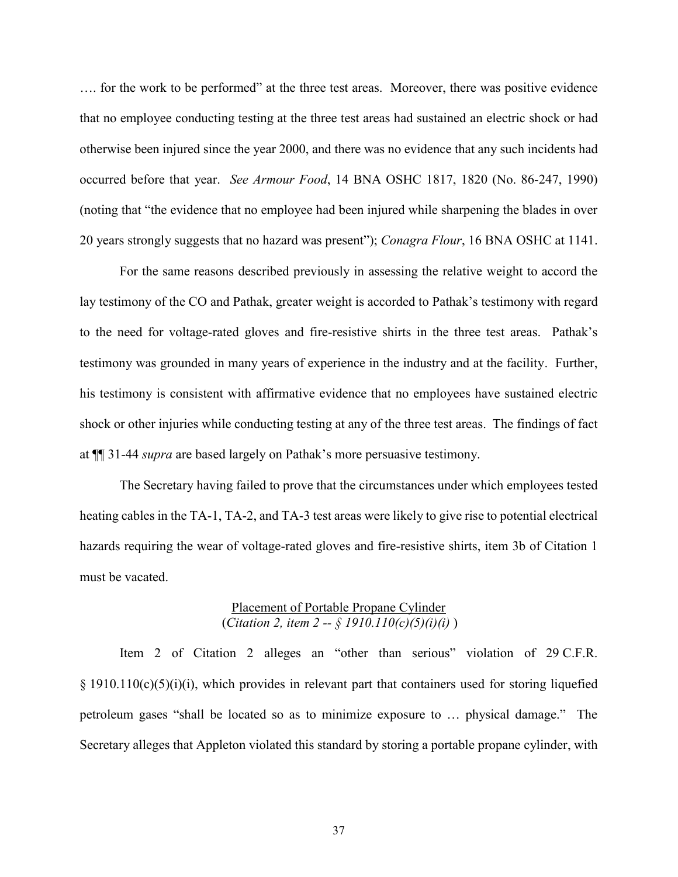…. for the work to be performed" at the three test areas. Moreover, there was positive evidence that no employee conducting testing at the three test areas had sustained an electric shock or had otherwise been injured since the year 2000, and there was no evidence that any such incidents had occurred before that year. *See Armour Food*, 14 BNA OSHC 1817, 1820 (No. 86-247, 1990) (noting that "the evidence that no employee had been injured while sharpening the blades in over 20 years strongly suggests that no hazard was present"); *Conagra Flour*, 16 BNA OSHC at 1141.

For the same reasons described previously in assessing the relative weight to accord the lay testimony of the CO and Pathak, greater weight is accorded to Pathak's testimony with regard to the need for voltage-rated gloves and fire-resistive shirts in the three test areas. Pathak's testimony was grounded in many years of experience in the industry and at the facility. Further, his testimony is consistent with affirmative evidence that no employees have sustained electric shock or other injuries while conducting testing at any of the three test areas. The findings of fact at ¶¶ 31-44 *supra* are based largely on Pathak's more persuasive testimony.

The Secretary having failed to prove that the circumstances under which employees tested heating cables in the TA-1, TA-2, and TA-3 test areas were likely to give rise to potential electrical hazards requiring the wear of voltage-rated gloves and fire-resistive shirts, item 3b of Citation 1 must be vacated.

<u>Placement of Portable Propane Cylinder</u>
(*Citation 2, item 2 -- § 1910.110(c)(5)(i)(i)* )

Item 2 of Citation 2 alleges an "other than serious" violation of 29 C.F.R. § 1910.110(c)(5)(i)(i), which provides in relevant part that containers used for storing liquefied petroleum gases "shall be located so as to minimize exposure to … physical damage." The Secretary alleges that Appleton violated this standard by storing a portable propane cylinder, with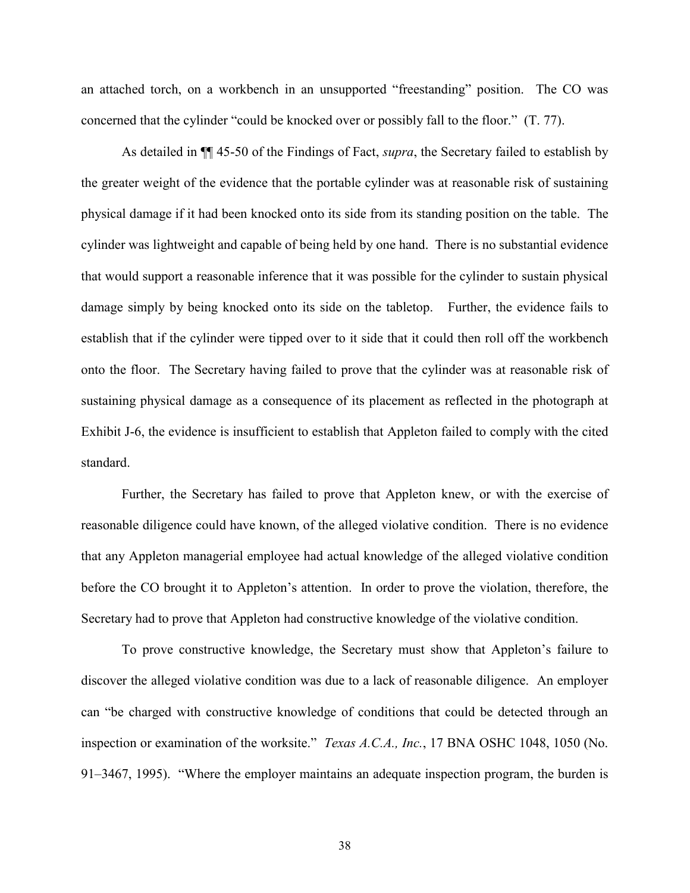an attached torch, on a workbench in an unsupported "freestanding" position. The CO was concerned that the cylinder "could be knocked over or possibly fall to the floor." (T. 77).

As detailed in ¶¶ 45-50 of the Findings of Fact, *supra*, the Secretary failed to establish by the greater weight of the evidence that the portable cylinder was at reasonable risk of sustaining physical damage if it had been knocked onto its side from its standing position on the table. The cylinder was lightweight and capable of being held by one hand. There is no substantial evidence that would support a reasonable inference that it was possible for the cylinder to sustain physical damage simply by being knocked onto its side on the tabletop. Further, the evidence fails to establish that if the cylinder were tipped over to it side that it could then roll off the workbench onto the floor. The Secretary having failed to prove that the cylinder was at reasonable risk of sustaining physical damage as a consequence of its placement as reflected in the photograph at Exhibit J-6, the evidence is insufficient to establish that Appleton failed to comply with the cited standard.

Further, the Secretary has failed to prove that Appleton knew, or with the exercise of reasonable diligence could have known, of the alleged violative condition. There is no evidence that any Appleton managerial employee had actual knowledge of the alleged violative condition before the CO brought it to Appleton's attention. In order to prove the violation, therefore, the Secretary had to prove that Appleton had constructive knowledge of the violative condition.

To prove constructive knowledge, the Secretary must show that Appleton's failure to discover the alleged violative condition was due to a lack of reasonable diligence. An employer can "be charged with constructive knowledge of conditions that could be detected through an inspection or examination of the worksite." *Texas A.C.A., Inc.*, 17 BNA OSHC 1048, 1050 (No. 91–3467, 1995). "Where the employer maintains an adequate inspection program, the burden is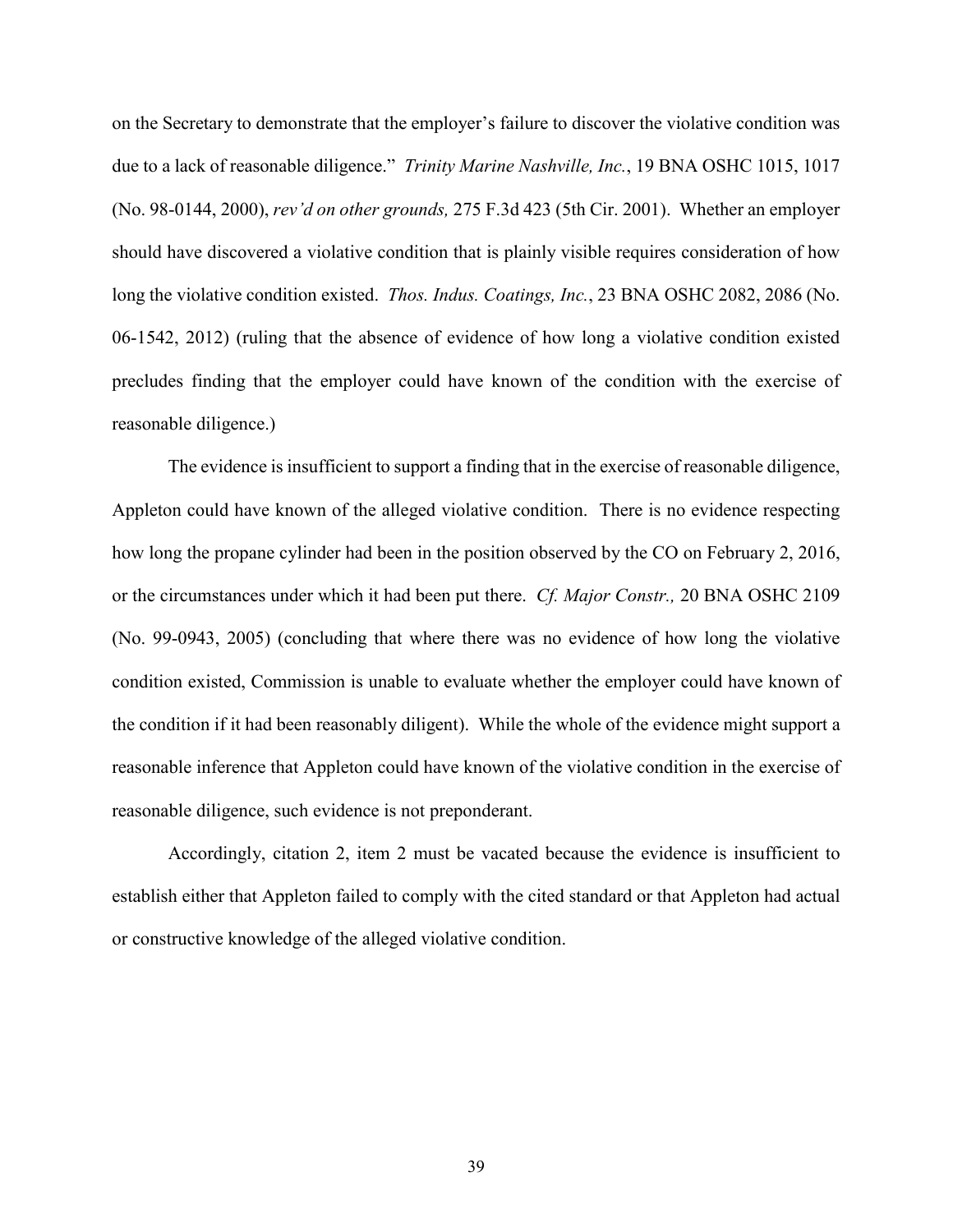on the Secretary to demonstrate that the employer's failure to discover the violative condition was due to a lack of reasonable diligence." *Trinity Marine Nashville, Inc.*, 19 BNA OSHC 1015, 1017 (No. 98-0144, 2000), *rev'd on other grounds,* 275 F.3d 423 (5th Cir. 2001). Whether an employer should have discovered a violative condition that is plainly visible requires consideration of how long the violative condition existed. *Thos. Indus. Coatings, Inc.*, 23 BNA OSHC 2082, 2086 (No. 06-1542, 2012) (ruling that the absence of evidence of how long a violative condition existed precludes finding that the employer could have known of the condition with the exercise of reasonable diligence.)

The evidence is insufficient to support a finding that in the exercise of reasonable diligence, Appleton could have known of the alleged violative condition. There is no evidence respecting how long the propane cylinder had been in the position observed by the CO on February 2, 2016, or the circumstances under which it had been put there. *Cf. Major Constr.,* 20 BNA OSHC 2109 (No. 99-0943, 2005) (concluding that where there was no evidence of how long the violative condition existed, Commission is unable to evaluate whether the employer could have known of the condition if it had been reasonably diligent). While the whole of the evidence might support a reasonable inference that Appleton could have known of the violative condition in the exercise of reasonable diligence, such evidence is not preponderant.

Accordingly, citation 2, item 2 must be vacated because the evidence is insufficient to establish either that Appleton failed to comply with the cited standard or that Appleton had actual or constructive knowledge of the alleged violative condition.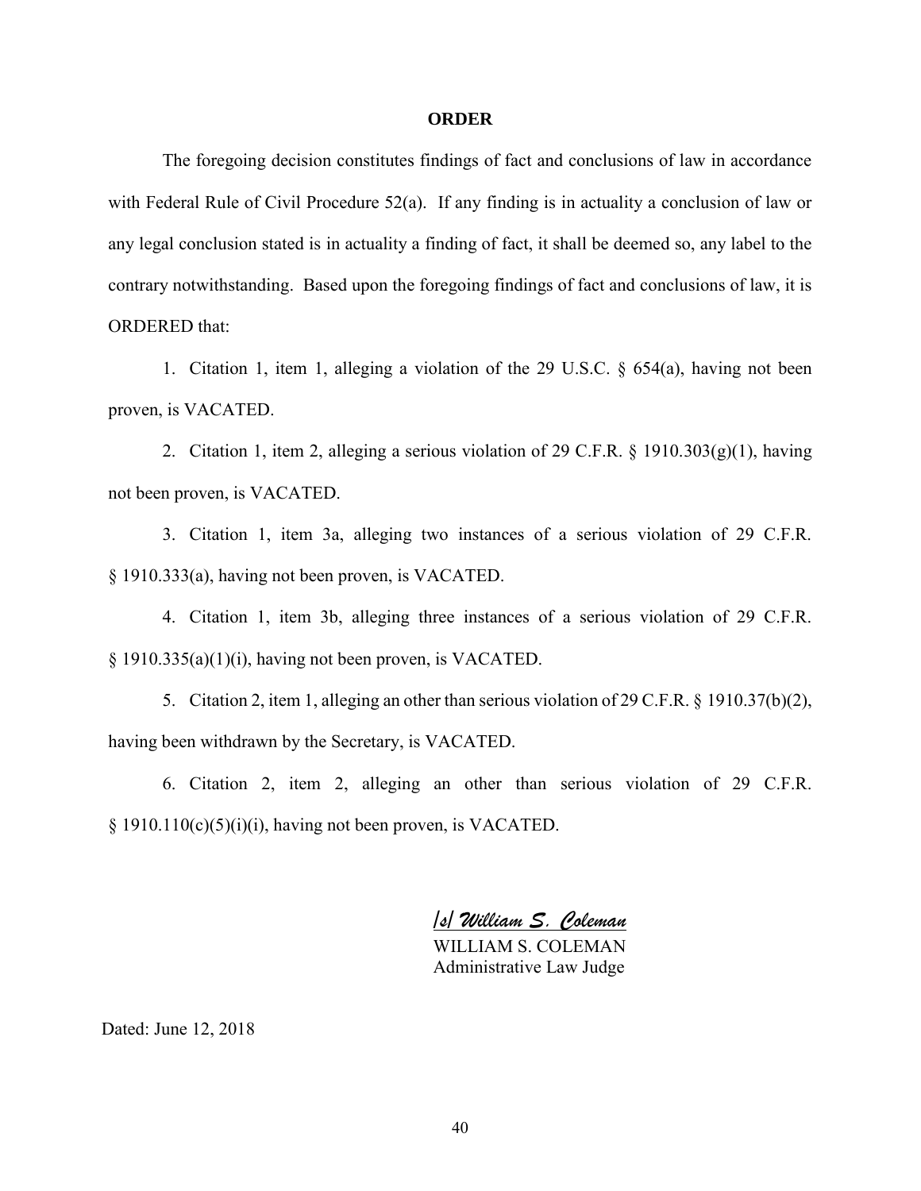**ORDER**

The foregoing decision constitutes findings of fact and conclusions of law in accordance with Federal Rule of Civil Procedure 52(a). If any finding is in actuality a conclusion of law or any legal conclusion stated is in actuality a finding of fact, it shall be deemed so, any label to the contrary notwithstanding. Based upon the foregoing findings of fact and conclusions of law, it is ORDERED that:

1. Citation 1, item 1, alleging a violation of the 29 U.S.C. § 654(a), having not been proven, is VACATED.

2. Citation 1, item 2, alleging a serious violation of 29 C.F.R. § 1910.303(g)(1), having not been proven, is VACATED.

3. Citation 1, item 3a, alleging two instances of a serious violation of 29 C.F.R. § 1910.333(a), having not been proven, is VACATED.

4. Citation 1, item 3b, alleging three instances of a serious violation of 29 C.F.R. § 1910.335(a)(1)(i), having not been proven, is VACATED.

5. Citation 2, item 1, alleging an other than serious violation of 29 C.F.R. § 1910.37(b)(2), having been withdrawn by the Secretary, is VACATED.

6. Citation 2, item 2, alleging an other than serious violation of 29 C.F.R. § 1910.110(c)(5)(i)(i), having not been proven, is VACATED.

*/s/ William S. Coleman*
WILLIAM S. COLEMAN
Administrative Law Judge

Dated: June 12, 2018